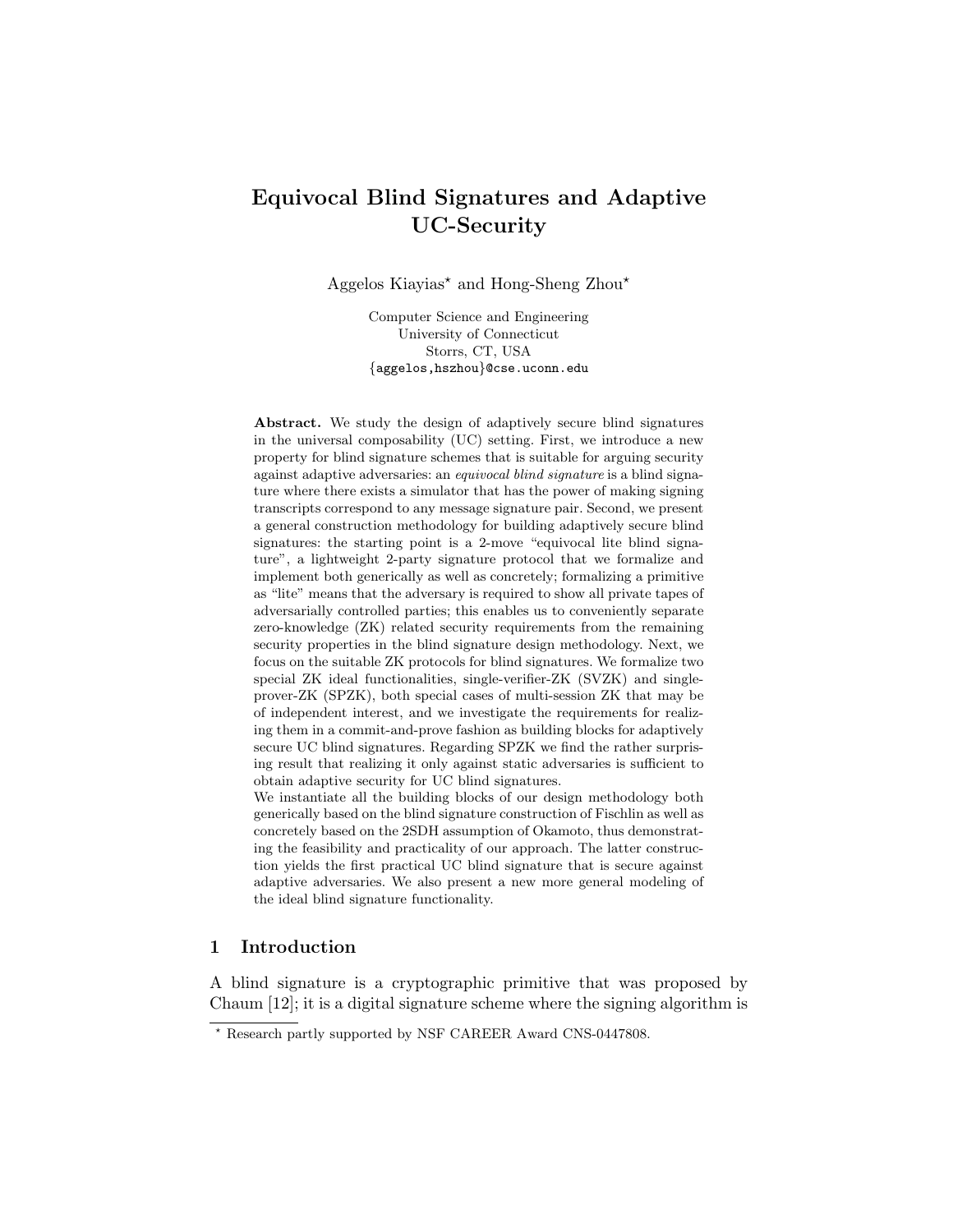# Equivocal Blind Signatures and Adaptive UC-Security

Aggelos Kiayias[⋆] and Hong-Sheng Zhou[⋆]

Computer Science and Engineering
University of Connecticut
Storrs, CT, USA
{aggelos,hszhou}@cse.uconn.edu

**Abstract.** We study the design of adaptively secure blind signatures in the universal composability (UC) setting. First, we introduce a new property for blind signature schemes that is suitable for arguing security against adaptive adversaries: an *equivocal blind signature* is a blind signature where there exists a simulator that has the power of making signing transcripts correspond to any message signature pair. Second, we present a general construction methodology for building adaptively secure blind signatures: the starting point is a 2-move "equivocal lite blind signature", a lightweight 2-party signature protocol that we formalize and implement both generically as well as concretely; formalizing a primitive as "lite" means that the adversary is required to show all private tapes of adversarially controlled parties; this enables us to conveniently separate zero-knowledge (ZK) related security requirements from the remaining security properties in the blind signature design methodology. Next, we focus on the suitable ZK protocols for blind signatures. We formalize two special ZK ideal functionalities, single-verifier-ZK (SVZK) and single-prover-ZK (SPZK), both special cases of multi-session ZK that may be of independent interest, and we investigate the requirements for realizing them in a commit-and-prove fashion as building blocks for adaptively secure UC blind signatures. Regarding SPZK we find the rather surprising result that realizing it only against static adversaries is sufficient to obtain adaptive security for UC blind signatures.

We instantiate all the building blocks of our design methodology both generically based on the blind signature construction of Fischlin as well as concretely based on the 2SDH assumption of Okamoto, thus demonstrating the feasibility and practicality of our approach. The latter construction yields the first practical UC blind signature that is secure against adaptive adversaries. We also present a new more general modeling of the ideal blind signature functionality.

## 1 Introduction

A blind signature is a cryptographic primitive that was proposed by Chaum [12]; it is a digital signature scheme where the signing algorithm is

---

[⋆] Research partly supported by NSF CAREER Award CNS-0447808.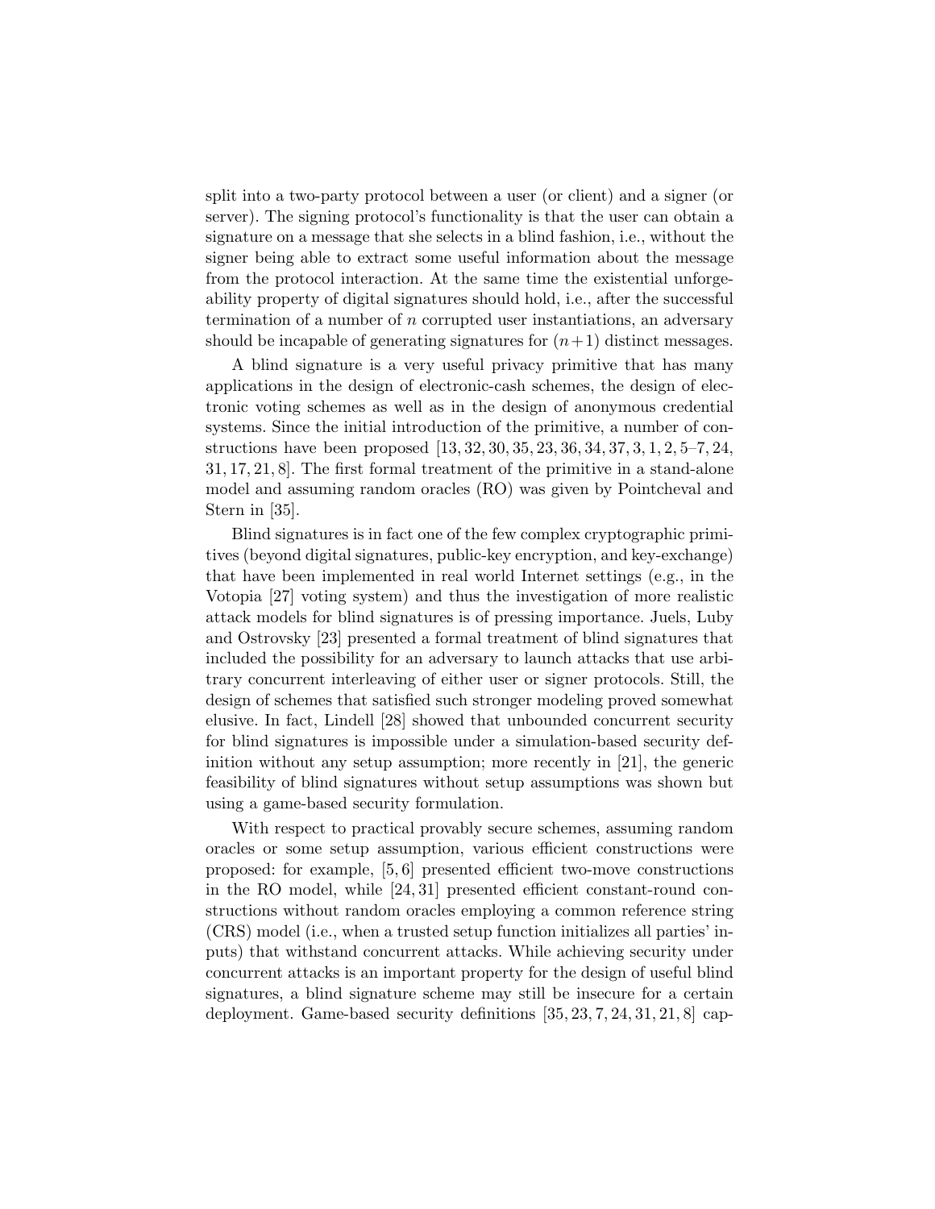split into a two-party protocol between a user (or client) and a signer (or server). The signing protocol's functionality is that the user can obtain a signature on a message that she selects in a blind fashion, i.e., without the signer being able to extract some useful information about the message from the protocol interaction. At the same time the existential unforgeability property of digital signatures should hold, i.e., after the successful termination of a number of $n$ corrupted user instantiations, an adversary should be incapable of generating signatures for $(n+1)$ distinct messages.

A blind signature is a very useful privacy primitive that has many applications in the design of electronic-cash schemes, the design of electronic voting schemes as well as in the design of anonymous credential systems. Since the initial introduction of the primitive, a number of constructions have been proposed [13, 32, 30, 35, 23, 36, 34, 37, 3, 1, 2, 5–7, 24, 31, 17, 21, 8]. The first formal treatment of the primitive in a stand-alone model and assuming random oracles (RO) was given by Pointcheval and Stern in [35].

Blind signatures is in fact one of the few complex cryptographic primitives (beyond digital signatures, public-key encryption, and key-exchange) that have been implemented in real world Internet settings (e.g., in the Votopia [27] voting system) and thus the investigation of more realistic attack models for blind signatures is of pressing importance. Juels, Luby and Ostrovsky [23] presented a formal treatment of blind signatures that included the possibility for an adversary to launch attacks that use arbitrary concurrent interleaving of either user or signer protocols. Still, the design of schemes that satisfied such stronger modeling proved somewhat elusive. In fact, Lindell [28] showed that unbounded concurrent security for blind signatures is impossible under a simulation-based security definition without any setup assumption; more recently in [21], the generic feasibility of blind signatures without setup assumptions was shown but using a game-based security formulation.

With respect to practical provably secure schemes, assuming random oracles or some setup assumption, various efficient constructions were proposed: for example, [5, 6] presented efficient two-move constructions in the RO model, while [24, 31] presented efficient constant-round constructions without random oracles employing a common reference string (CRS) model (i.e., when a trusted setup function initializes all parties' inputs) that withstand concurrent attacks. While achieving security under concurrent attacks is an important property for the design of useful blind signatures, a blind signature scheme may still be insecure for a certain deployment. Game-based security definitions [35, 23, 7, 24, 31, 21, 8] cap-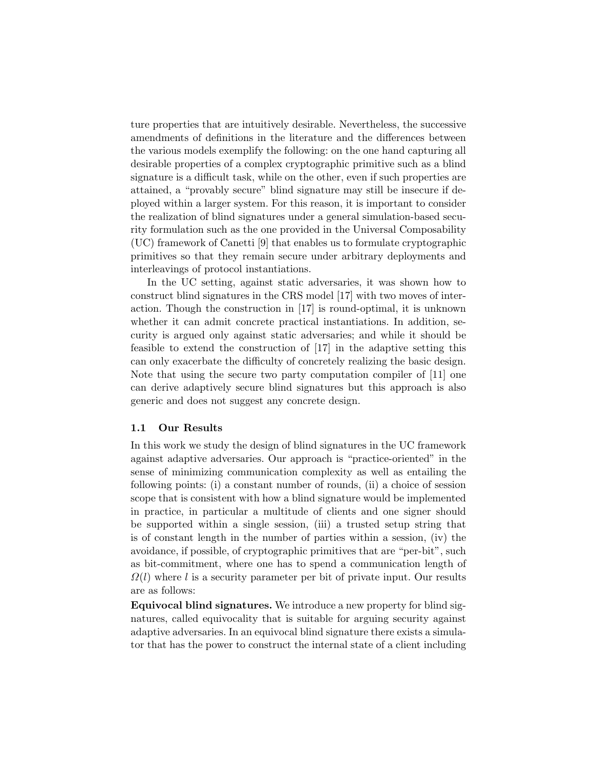ture properties that are intuitively desirable. Nevertheless, the successive amendments of definitions in the literature and the differences between the various models exemplify the following: on the one hand capturing all desirable properties of a complex cryptographic primitive such as a blind signature is a difficult task, while on the other, even if such properties are attained, a "provably secure" blind signature may still be insecure if deployed within a larger system. For this reason, it is important to consider the realization of blind signatures under a general simulation-based security formulation such as the one provided in the Universal Composability (UC) framework of Canetti [9] that enables us to formulate cryptographic primitives so that they remain secure under arbitrary deployments and interleavings of protocol instantiations.

In the UC setting, against static adversaries, it was shown how to construct blind signatures in the CRS model [17] with two moves of interaction. Though the construction in [17] is round-optimal, it is unknown whether it can admit concrete practical instantiations. In addition, security is argued only against static adversaries; and while it should be feasible to extend the construction of [17] in the adaptive setting this can only exacerbate the difficulty of concretely realizing the basic design. Note that using the secure two party computation compiler of [11] one can derive adaptively secure blind signatures but this approach is also generic and does not suggest any concrete design.

### 1.1 Our Results

In this work we study the design of blind signatures in the UC framework against adaptive adversaries. Our approach is "practice-oriented" in the sense of minimizing communication complexity as well as entailing the following points: (i) a constant number of rounds, (ii) a choice of session scope that is consistent with how a blind signature would be implemented in practice, in particular a multitude of clients and one signer should be supported within a single session, (iii) a trusted setup string that is of constant length in the number of parties within a session, (iv) the avoidance, if possible, of cryptographic primitives that are "per-bit", such as bit-commitment, where one has to spend a communication length of $\Omega(l)$ where $l$ is a security parameter per bit of private input. Our results are as follows:

**Equivocal blind signatures.** We introduce a new property for blind signatures, called equivocality that is suitable for arguing security against adaptive adversaries. In an equivocal blind signature there exists a simulator that has the power to construct the internal state of a client including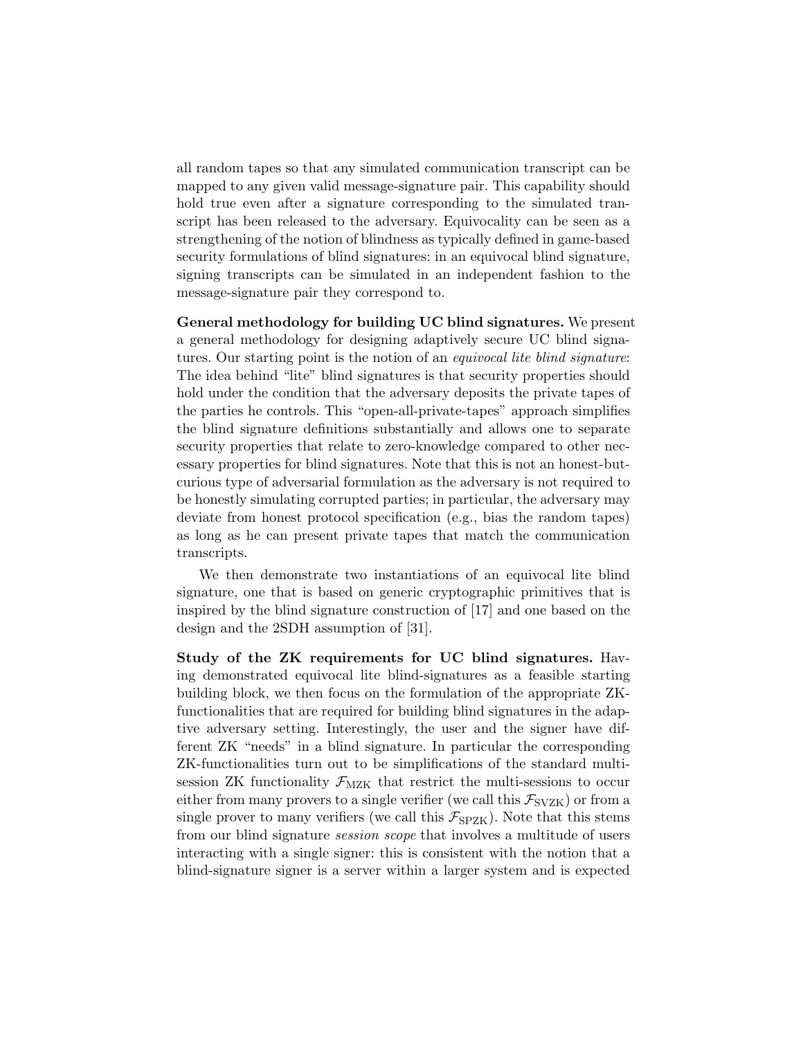all random tapes so that any simulated communication transcript can be mapped to any given valid message-signature pair. This capability should hold true even after a signature corresponding to the simulated transcript has been released to the adversary. Equivocality can be seen as a strengthening of the notion of blindness as typically defined in game-based security formulations of blind signatures: in an equivocal blind signature, signing transcripts can be simulated in an independent fashion to the message-signature pair they correspond to.

**General methodology for building UC blind signatures.** We present a general methodology for designing adaptively secure UC blind signatures. Our starting point is the notion of an *equivocal lite blind signature*: The idea behind "lite" blind signatures is that security properties should hold under the condition that the adversary deposits the private tapes of the parties he controls. This "open-all-private-tapes" approach simplifies the blind signature definitions substantially and allows one to separate security properties that relate to zero-knowledge compared to other necessary properties for blind signatures. Note that this is not an honest-but-curious type of adversarial formulation as the adversary is not required to be honestly simulating corrupted parties; in particular, the adversary may deviate from honest protocol specification (e.g., bias the random tapes) as long as he can present private tapes that match the communication transcripts.

We then demonstrate two instantiations of an equivocal lite blind signature, one that is based on generic cryptographic primitives that is inspired by the blind signature construction of [17] and one based on the design and the 2SDH assumption of [31].

**Study of the ZK requirements for UC blind signatures.** Having demonstrated equivocal lite blind-signatures as a feasible starting building block, we then focus on the formulation of the appropriate ZK-functionalities that are required for building blind signatures in the adaptive adversary setting. Interestingly, the user and the signer have different ZK "needs" in a blind signature. In particular the corresponding ZK-functionalities turn out to be simplifications of the standard multi-session ZK functionality $\mathcal{F}_{\mathrm{MZK}}$ that restrict the multi-sessions to occur either from many provers to a single verifier (we call this $\mathcal{F}_{\mathrm{SVZK}}$) or from a single prover to many verifiers (we call this $\mathcal{F}_{\mathrm{SPZK}}$). Note that this stems from our blind signature *session scope* that involves a multitude of users interacting with a single signer: this is consistent with the notion that a blind-signature signer is a server within a larger system and is expected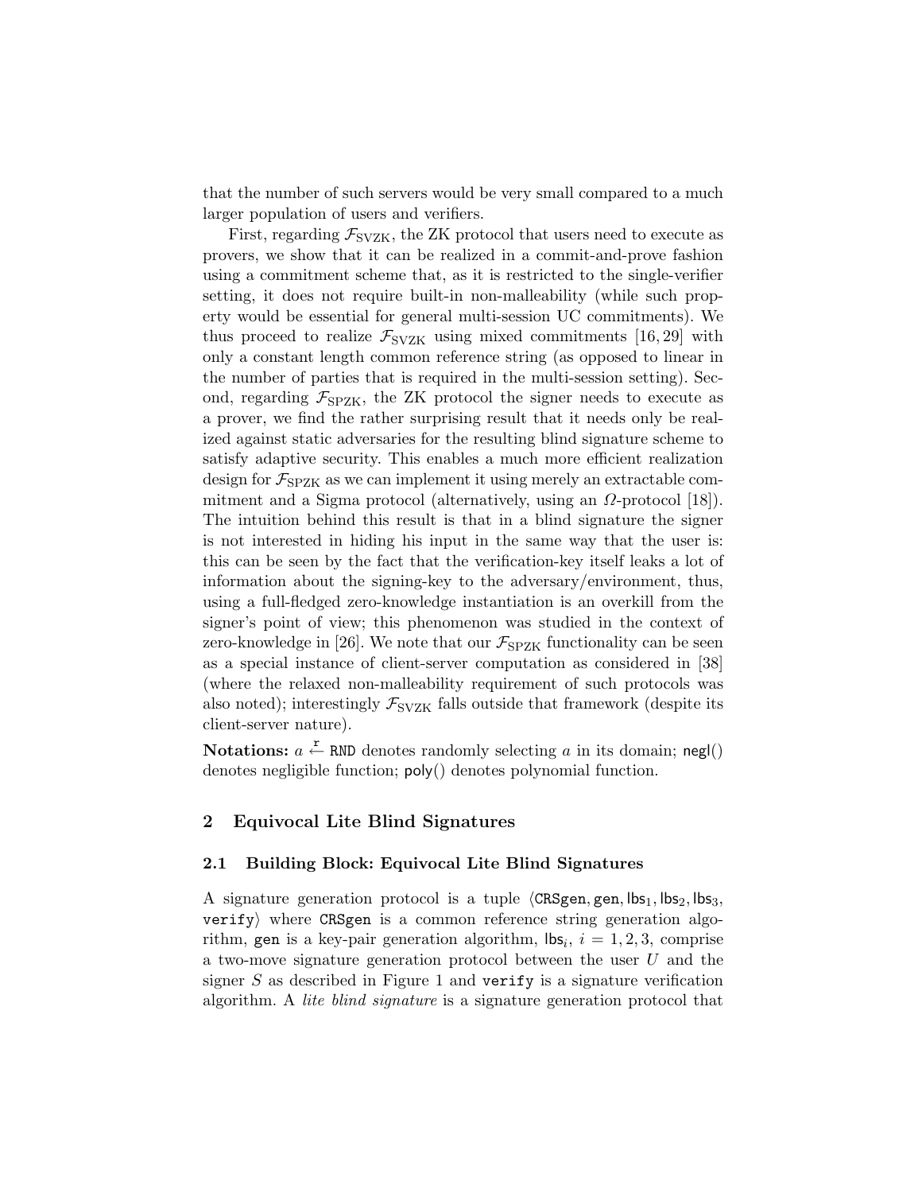that the number of such servers would be very small compared to a much larger population of users and verifiers.

First, regarding $\mathcal{F}_{\mathrm{SVZK}}$, the ZK protocol that users need to execute as provers, we show that it can be realized in a commit-and-prove fashion using a commitment scheme that, as it is restricted to the single-verifier setting, it does not require built-in non-malleability (while such property would be essential for general multi-session UC commitments). We thus proceed to realize $\mathcal{F}_{\mathrm{SVZK}}$ using mixed commitments [16, 29] with only a constant length common reference string (as opposed to linear in the number of parties that is required in the multi-session setting). Second, regarding $\mathcal{F}_{\mathrm{SPZK}}$, the ZK protocol the signer needs to execute as a prover, we find the rather surprising result that it needs only be realized against static adversaries for the resulting blind signature scheme to satisfy adaptive security. This enables a much more efficient realization design for $\mathcal{F}_{\mathrm{SPZK}}$ as we can implement it using merely an extractable commitment and a Sigma protocol (alternatively, using an $\Omega$-protocol [18]). The intuition behind this result is that in a blind signature the signer is not interested in hiding his input in the same way that the user is: this can be seen by the fact that the verification-key itself leaks a lot of information about the signing-key to the adversary/environment, thus, using a full-fledged zero-knowledge instantiation is an overkill from the signer's point of view; this phenomenon was studied in the context of zero-knowledge in [26]. We note that our $\mathcal{F}_{\mathrm{SPZK}}$ functionality can be seen as a special instance of client-server computation as considered in [38] (where the relaxed non-malleability requirement of such protocols was also noted); interestingly $\mathcal{F}_{\mathrm{SVZK}}$ falls outside that framework (despite its client-server nature).

**Notations:** $a \stackrel{\mathtt{r}}{\leftarrow} \mathtt{RND}$ denotes randomly selecting $a$ in its domain; $\mathsf{negl}()$ denotes negligible function; $\mathsf{poly}()$ denotes polynomial function.

## 2 Equivocal Lite Blind Signatures

### 2.1 Building Block: Equivocal Lite Blind Signatures

A signature generation protocol is a tuple $\langle \mathtt{CRSgen}, \mathsf{gen}, \mathsf{lbs}_1, \mathsf{lbs}_2, \mathsf{lbs}_3, \mathtt{verify}\rangle$ where $\mathtt{CRSgen}$ is a common reference string generation algorithm, $\mathsf{gen}$ is a key-pair generation algorithm, $\mathsf{lbs}_i$, $i = 1, 2, 3$, comprise a two-move signature generation protocol between the user $U$ and the signer $S$ as described in Figure 1 and $\mathtt{verify}$ is a signature verification algorithm. A *lite blind signature* is a signature generation protocol that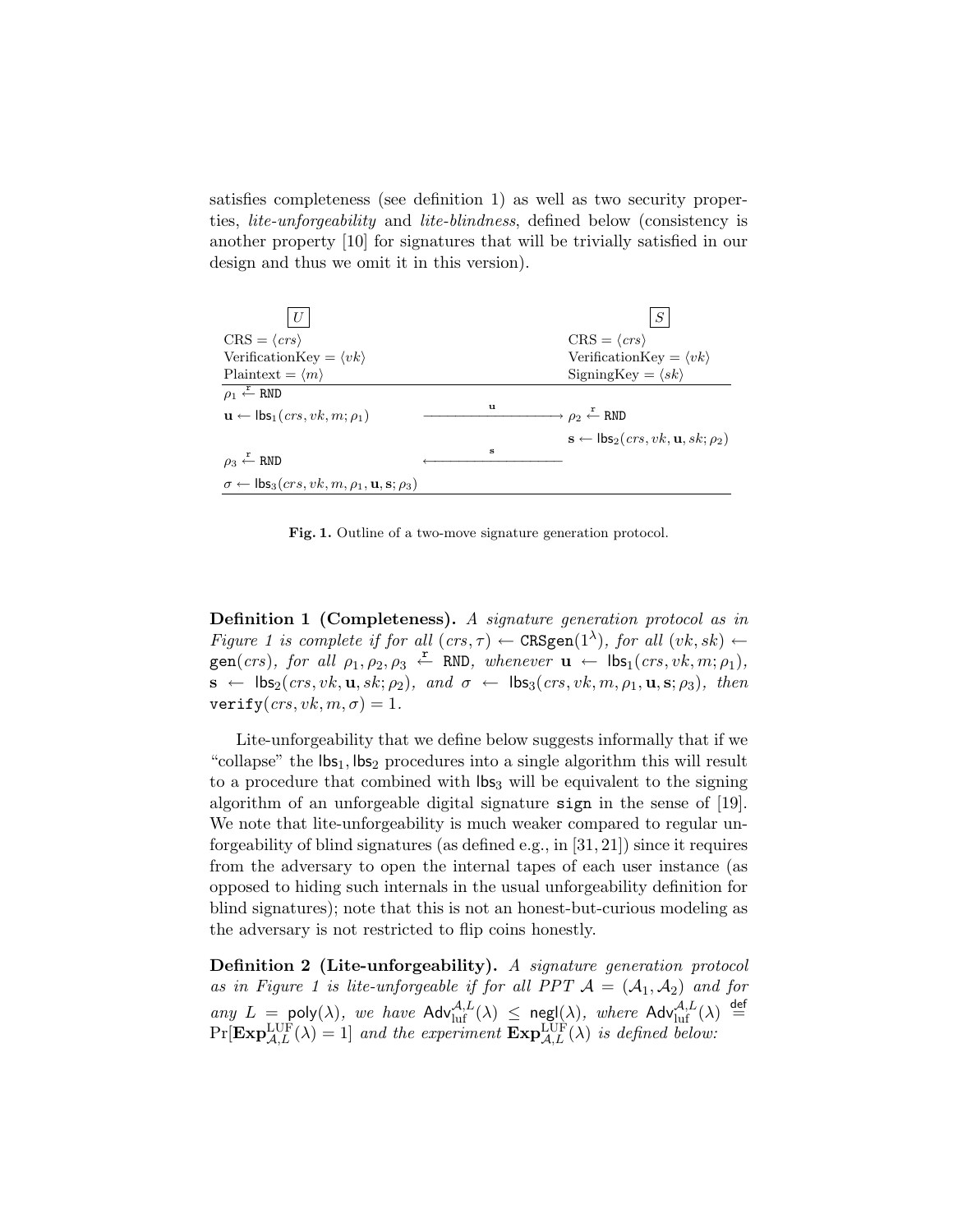satisfies completeness (see definition 1) as well as two security properties, *lite-unforgeability* and *lite-blindness*, defined below (consistency is another property [10] for signatures that will be trivially satisfied in our design and thus we omit it in this version).

| $U$ | | $S$ |
|---|---|---|
| CRS = $\langle crs \rangle$ | | CRS = $\langle crs \rangle$ |
| VerificationKey = $\langle vk \rangle$ | | VerificationKey = $\langle vk \rangle$ |
| Plaintext = $\langle m \rangle$ | | SigningKey = $\langle sk \rangle$ |
| $\rho_1 \xleftarrow{r} \texttt{RND}$ | | |
| $\mathbf{u} \leftarrow \mathsf{lbs}_1(crs, vk, m; \rho_1)$ | $\xrightarrow{\quad \mathbf{u} \quad}$ | $\rho_2 \xleftarrow{r} \texttt{RND}$ |
| | | $\mathbf{s} \leftarrow \mathsf{lbs}_2(crs, vk, \mathbf{u}, sk; \rho_2)$ |
| $\rho_3 \xleftarrow{r} \texttt{RND}$ | $\xleftarrow{\quad \mathbf{s} \quad}$ | |
| $\sigma \leftarrow \mathsf{lbs}_3(crs, vk, m, \rho_1, \mathbf{u}, \mathbf{s}; \rho_3)$ | | |

**Fig. 1.** Outline of a two-move signature generation protocol.

**Definition 1 (Completeness).** *A signature generation protocol as in Figure 1 is complete if for all $(crs, \tau) \leftarrow \texttt{CRSgen}(1^\lambda)$, for all $(vk, sk) \leftarrow \texttt{gen}(crs)$, for all $\rho_1, \rho_2, \rho_3 \xleftarrow{r} \texttt{RND}$, whenever $\mathbf{u} \leftarrow \mathsf{lbs}_1(crs, vk, m; \rho_1)$, $\mathbf{s} \leftarrow \mathsf{lbs}_2(crs, vk, \mathbf{u}, sk; \rho_2)$, and $\sigma \leftarrow \mathsf{lbs}_3(crs, vk, m, \rho_1, \mathbf{u}, \mathbf{s}; \rho_3)$, then $\texttt{verify}(crs, vk, m, \sigma) = 1$.*

Lite-unforgeability that we define below suggests informally that if we "collapse" the $\mathsf{lbs}_1, \mathsf{lbs}_2$ procedures into a single algorithm this will result to a procedure that combined with $\mathsf{lbs}_3$ will be equivalent to the signing algorithm of an unforgeable digital signature $\texttt{sign}$ in the sense of [19]. We note that lite-unforgeability is much weaker compared to regular unforgeability of blind signatures (as defined e.g., in [31, 21]) since it requires from the adversary to open the internal tapes of each user instance (as opposed to hiding such internals in the usual unforgeability definition for blind signatures); note that this is not an honest-but-curious modeling as the adversary is not restricted to flip coins honestly.

**Definition 2 (Lite-unforgeability).** *A signature generation protocol as in Figure 1 is lite-unforgeable if for all PPT $\mathcal{A} = (\mathcal{A}_1, \mathcal{A}_2)$ and for any $L = \mathsf{poly}(\lambda)$, we have $\mathsf{Adv}_{\mathrm{luf}}^{\mathcal{A},L}(\lambda) \leq \mathsf{negl}(\lambda)$, where $\mathsf{Adv}_{\mathrm{luf}}^{\mathcal{A},L}(\lambda) \stackrel{\mathsf{def}}{=} \Pr[\mathbf{Exp}_{\mathcal{A},L}^{\mathrm{LUF}}(\lambda) = 1]$ and the experiment $\mathbf{Exp}_{\mathcal{A},L}^{\mathrm{LUF}}(\lambda)$ is defined below:*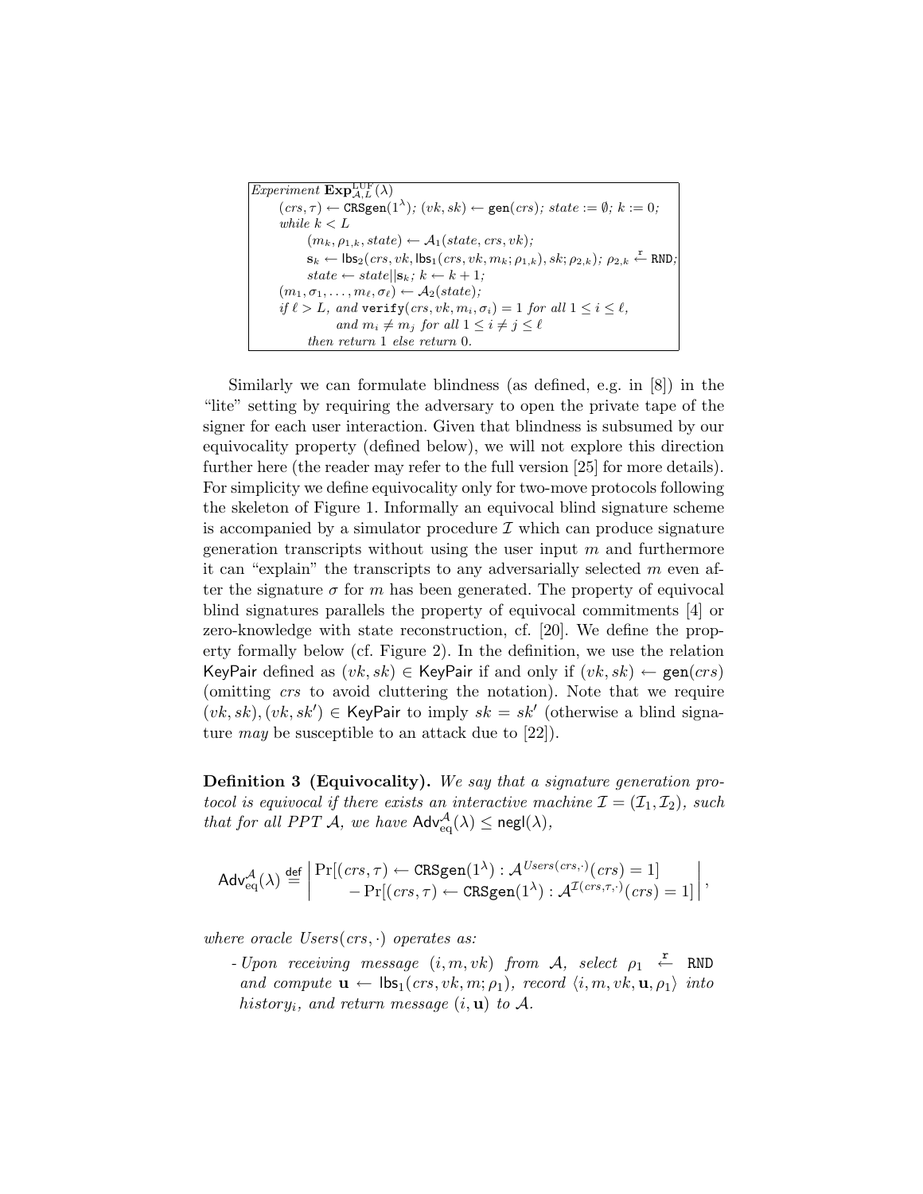*Experiment* $\mathbf{Exp}^{\mathrm{LUF}}_{\mathcal{A},L}(\lambda)$

$(crs, \tau) \leftarrow \mathtt{CRSgen}(1^\lambda)$; $(vk, sk) \leftarrow \mathsf{gen}(crs)$; $state := \emptyset$; $k := 0$;

*while* $k < L$

$(m_k, \rho_{1,k}, state) \leftarrow \mathcal{A}_1(state, crs, vk)$;

$\mathbf{s}_k \leftarrow \mathsf{lbs}_2(crs, vk, \mathsf{lbs}_1(crs, vk, m_k; \rho_{1,k}), sk; \rho_{2,k})$; $\rho_{2,k} \xleftarrow{\mathtt{r}} \mathtt{RND}$;

$state \leftarrow state || \mathbf{s}_k$; $k \leftarrow k + 1$;

$(m_1, \sigma_1, \ldots, m_\ell, \sigma_\ell) \leftarrow \mathcal{A}_2(state)$;

*if* $\ell > L$, *and* $\mathtt{verify}(crs, vk, m_i, \sigma_i) = 1$ *for all* $1 \leq i \leq \ell$,

*and* $m_i \neq m_j$ *for all* $1 \leq i \neq j \leq \ell$

*then return* 1 *else return* 0.

Similarly we can formulate blindness (as defined, e.g. in [8]) in the "lite" setting by requiring the adversary to open the private tape of the signer for each user interaction. Given that blindness is subsumed by our equivocality property (defined below), we will not explore this direction further here (the reader may refer to the full version [25] for more details). For simplicity we define equivocality only for two-move protocols following the skeleton of Figure 1. Informally an equivocal blind signature scheme is accompanied by a simulator procedure $\mathcal{I}$ which can produce signature generation transcripts without using the user input $m$ and furthermore it can "explain" the transcripts to any adversarially selected $m$ even after the signature $\sigma$ for $m$ has been generated. The property of equivocal blind signatures parallels the property of equivocal commitments [4] or zero-knowledge with state reconstruction, cf. [20]. We define the property formally below (cf. Figure 2). In the definition, we use the relation $\mathsf{KeyPair}$ defined as $(vk, sk) \in \mathsf{KeyPair}$ if and only if $(vk, sk) \leftarrow \mathsf{gen}(crs)$ (omitting $crs$ to avoid cluttering the notation). Note that we require $(vk, sk), (vk, sk') \in \mathsf{KeyPair}$ to imply $sk = sk'$ (otherwise a blind signature *may* be susceptible to an attack due to [22]).

**Definition 3 (Equivocality).** *We say that a signature generation protocol is equivocal if there exists an interactive machine* $\mathcal{I} = (\mathcal{I}_1, \mathcal{I}_2)$*, such that for all PPT* $\mathcal{A}$*, we have* $\mathsf{Adv}^{\mathcal{A}}_{\mathrm{eq}}(\lambda) \leq \mathsf{negl}(\lambda)$*,*

$$\mathsf{Adv}^{\mathcal{A}}_{\mathrm{eq}}(\lambda) \stackrel{\mathsf{def}}{=} \left| \begin{array}{c} \Pr[(crs, \tau) \leftarrow \mathtt{CRSgen}(1^\lambda) : \mathcal{A}^{Users(crs,\cdot)}(crs) = 1] \\ - \Pr[(crs, \tau) \leftarrow \mathtt{CRSgen}(1^\lambda) : \mathcal{A}^{\mathcal{I}(crs,\tau,\cdot)}(crs) = 1] \end{array} \right|,$$

*where oracle* $Users(crs, \cdot)$ *operates as:*

- *Upon receiving message* $(i, m, vk)$ *from* $\mathcal{A}$*, select* $\rho_1 \xleftarrow{\mathtt{r}} \mathtt{RND}$ *and compute* $\mathbf{u} \leftarrow \mathsf{lbs}_1(crs, vk, m; \rho_1)$*, record* $\langle i, m, vk, \mathbf{u}, \rho_1 \rangle$ *into* $history_i$*, and return message* $(i, \mathbf{u})$ *to* $\mathcal{A}$*.*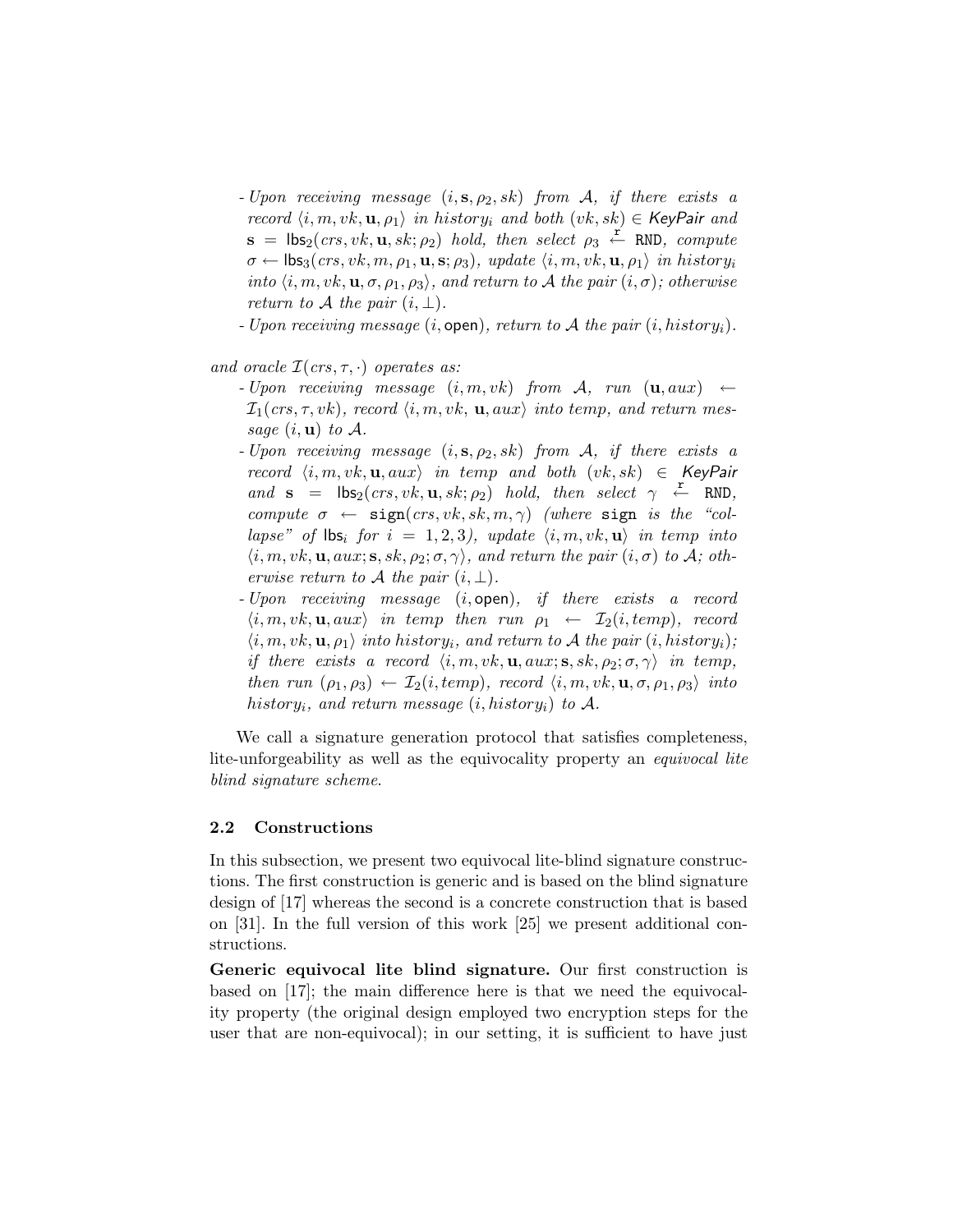- *Upon receiving message* $(i, \mathbf{s}, \rho_2, sk)$ *from* $\mathcal{A}$*, if there exists a record* $\langle i, m, vk, \mathbf{u}, \rho_1\rangle$ *in* $history_i$ *and both* $(vk, sk) \in \mathsf{KeyPair}$ *and* $\mathbf{s} = \mathsf{lbs}_2(crs, vk, \mathbf{u}, sk; \rho_2)$ *hold, then select* $\rho_3 \stackrel{\mathtt{r}}{\leftarrow} \mathtt{RND}$*, compute* $\sigma \leftarrow \mathsf{lbs}_3(crs, vk, m, \rho_1, \mathbf{u}, \mathbf{s}; \rho_3)$*, update* $\langle i, m, vk, \mathbf{u}, \rho_1\rangle$ *in* $history_i$ *into* $\langle i, m, vk, \mathbf{u}, \sigma, \rho_1, \rho_3\rangle$*, and return to* $\mathcal{A}$ *the pair* $(i, \sigma)$*; otherwise return to* $\mathcal{A}$ *the pair* $(i, \perp)$*.*
- *Upon receiving message* $(i, \mathsf{open})$*, return to* $\mathcal{A}$ *the pair* $(i, history_i)$*.*

*and oracle* $\mathcal{I}(crs, \tau, \cdot)$ *operates as:*

- *Upon receiving message* $(i, m, vk)$ *from* $\mathcal{A}$*, run* $(\mathbf{u}, aux) \leftarrow \mathcal{I}_1(crs, \tau, vk)$*, record* $\langle i, m, vk, \mathbf{u}, aux\rangle$ *into temp, and return message* $(i, \mathbf{u})$ *to* $\mathcal{A}$*.*
- *Upon receiving message* $(i, \mathbf{s}, \rho_2, sk)$ *from* $\mathcal{A}$*, if there exists a record* $\langle i, m, vk, \mathbf{u}, aux\rangle$ *in temp and both* $(vk, sk) \in \mathsf{KeyPair}$ *and* $\mathbf{s} = \mathsf{lbs}_2(crs, vk, \mathbf{u}, sk; \rho_2)$ *hold, then select* $\gamma \stackrel{\mathtt{r}}{\leftarrow} \mathtt{RND}$*, compute* $\sigma \leftarrow \mathtt{sign}(crs, vk, sk, m, \gamma)$ *(where* $\mathtt{sign}$ *is the "collapse" of* $\mathsf{lbs}_i$ *for* $i = 1, 2, 3$*), update* $\langle i, m, vk, \mathbf{u}\rangle$ *in temp into* $\langle i, m, vk, \mathbf{u}, aux; \mathbf{s}, sk, \rho_2; \sigma, \gamma\rangle$*, and return the pair* $(i, \sigma)$ *to* $\mathcal{A}$*; otherwise return to* $\mathcal{A}$ *the pair* $(i, \perp)$*.*
- *Upon receiving message* $(i, \mathsf{open})$*, if there exists a record* $\langle i, m, vk, \mathbf{u}, aux\rangle$ *in temp then run* $\rho_1 \leftarrow \mathcal{I}_2(i, temp)$*, record* $\langle i, m, vk, \mathbf{u}, \rho_1\rangle$ *into* $history_i$*, and return to* $\mathcal{A}$ *the pair* $(i, history_i)$*; if there exists a record* $\langle i, m, vk, \mathbf{u}, aux; \mathbf{s}, sk, \rho_2; \sigma, \gamma\rangle$ *in temp, then run* $(\rho_1, \rho_3) \leftarrow \mathcal{I}_2(i, temp)$*, record* $\langle i, m, vk, \mathbf{u}, \sigma, \rho_1, \rho_3\rangle$ *into* $history_i$*, and return message* $(i, history_i)$ *to* $\mathcal{A}$*.*

We call a signature generation protocol that satisfies completeness, lite-unforgeability as well as the equivocality property an *equivocal lite blind signature scheme.*

### 2.2 Constructions

In this subsection, we present two equivocal lite-blind signature constructions. The first construction is generic and is based on the blind signature design of [17] whereas the second is a concrete construction that is based on [31]. In the full version of this work [25] we present additional constructions.

**Generic equivocal lite blind signature.** Our first construction is based on [17]; the main difference here is that we need the equivocality property (the original design employed two encryption steps for the user that are non-equivocal); in our setting, it is sufficient to have just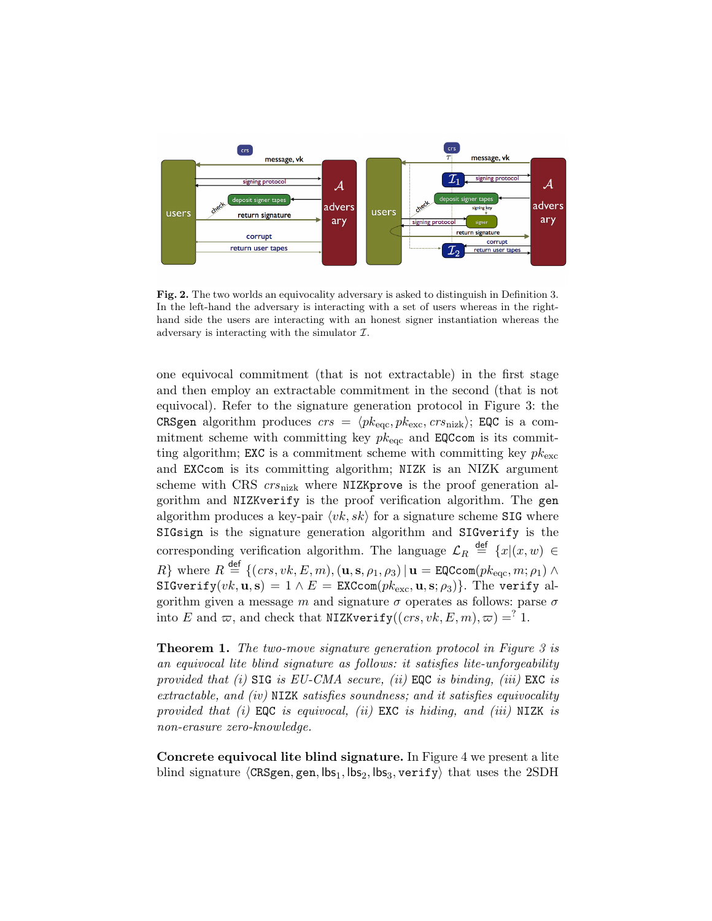**Fig. 2.** The two worlds an equivocality adversary is asked to distinguish in Definition 3. In the left-hand the adversary is interacting with a set of users whereas in the right-hand side the users are interacting with an honest signer instantiation whereas the adversary is interacting with the simulator $\mathcal{I}$.

one equivocal commitment (that is not extractable) in the first stage and then employ an extractable commitment in the second (that is not equivocal). Refer to the signature generation protocol in Figure 3: the CRSgen algorithm produces $crs = \langle pk_{\text{eqc}}, pk_{\text{exc}}, crs_{\text{nizk}} \rangle$; EQC is a commitment scheme with committing key $pk_{\text{eqc}}$ and EQCcom is its committing algorithm; EXC is a commitment scheme with committing key $pk_{\text{exc}}$ and EXCcom is its committing algorithm; NIZK is an NIZK argument scheme with CRS $crs_{\text{nizk}}$ where NIZKprove is the proof generation algorithm and NIZKverify is the proof verification algorithm. The gen algorithm produces a key-pair $\langle vk, sk \rangle$ for a signature scheme SIG where SIGsign is the signature generation algorithm and SIGverify is the corresponding verification algorithm. The language $\mathcal{L}_R \stackrel{\text{def}}{=} \{x | (x, w) \in R\}$ where $R \stackrel{\text{def}}{=} \{(crs, vk, E, m), (\mathbf{u}, \mathbf{s}, \rho_1, \rho_3) \,|\, \mathbf{u} = \texttt{EQCcom}(pk_{\text{eqc}}, m; \rho_1) \wedge \texttt{SIGverify}(vk, \mathbf{u}, \mathbf{s}) = 1 \wedge E = \texttt{EXCcom}(pk_{\text{exc}}, \mathbf{u}, \mathbf{s}; \rho_3)\}$. The verify algorithm given a message $m$ and signature $\sigma$ operates as follows: parse $\sigma$ into $E$ and $\varpi$, and check that $\texttt{NIZKverify}((crs, vk, E, m), \varpi) \stackrel{?}{=} 1$.

**Theorem 1.** *The two-move signature generation protocol in Figure 3 is an equivocal lite blind signature as follows: it satisfies lite-unforgeability provided that (i)* SIG *is EU-CMA secure, (ii)* EQC *is binding, (iii)* EXC *is extractable, and (iv)* NIZK *satisfies soundness; and it satisfies equivocality provided that (i)* EQC *is equivocal, (ii)* EXC *is hiding, and (iii)* NIZK *is non-erasure zero-knowledge.*

**Concrete equivocal lite blind signature.** In Figure 4 we present a lite blind signature $\langle \texttt{CRSgen}, \texttt{gen}, \mathsf{lbs}_1, \mathsf{lbs}_2, \mathsf{lbs}_3, \texttt{verify} \rangle$ that uses the 2SDH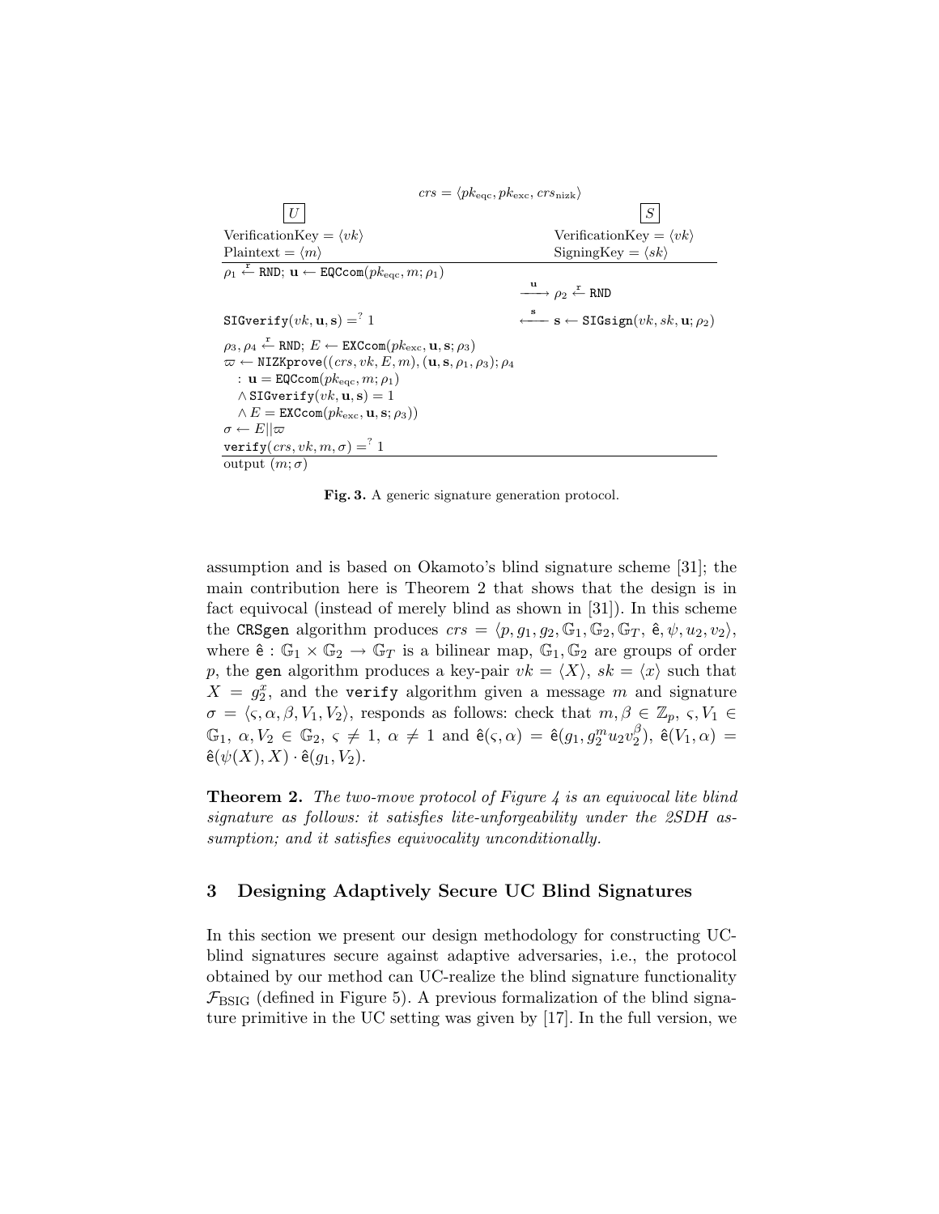$crs = \langle pk_{\text{eqc}}, pk_{\text{exc}}, crs_{\text{nizk}} \rangle$

| $U$ | | $S$ |
|---|---|---|
| VerificationKey = $\langle vk \rangle$ | | VerificationKey = $\langle vk \rangle$ |
| Plaintext = $\langle m \rangle$ | | SigningKey = $\langle sk \rangle$ |
| $\rho_1 \xleftarrow{r} \texttt{RND}$; $\mathbf{u} \leftarrow \texttt{EQCcom}(pk_{\text{eqc}}, m; \rho_1)$ | | |
| | $\xrightarrow{\mathbf{u}}$ | $\rho_2 \xleftarrow{r} \texttt{RND}$ |
| $\texttt{SIGverify}(vk, \mathbf{u}, \mathbf{s}) =^? 1$ | $\xleftarrow{\mathbf{s}}$ | $\mathbf{s} \leftarrow \texttt{SIGsign}(vk, sk, \mathbf{u}; \rho_2)$ |
| $\rho_3, \rho_4 \xleftarrow{r} \texttt{RND}$; $E \leftarrow \texttt{EXCcom}(pk_{\text{exc}}, \mathbf{u}, \mathbf{s}; \rho_3)$ | | |
| $\varpi \leftarrow \texttt{NIZKprove}((crs, vk, E, m), (\mathbf{u}, \mathbf{s}, \rho_1, \rho_3); \rho_4$ | | |
| $\quad : \mathbf{u} = \texttt{EQCcom}(pk_{\text{eqc}}, m; \rho_1)$ | | |
| $\quad \wedge \texttt{SIGverify}(vk, \mathbf{u}, \mathbf{s}) = 1$ | | |
| $\quad \wedge E = \texttt{EXCcom}(pk_{\text{exc}}, \mathbf{u}, \mathbf{s}; \rho_3))$ | | |
| $\sigma \leftarrow E \| \varpi$ | | |
| $\texttt{verify}(crs, vk, m, \sigma) =^? 1$ | | |
| output $(m; \sigma)$ | | |

**Fig. 3.** A generic signature generation protocol.

assumption and is based on Okamoto's blind signature scheme [31]; the main contribution here is Theorem 2 that shows that the design is in fact equivocal (instead of merely blind as shown in [31]). In this scheme the CRSgen algorithm produces $crs = \langle p, g_1, g_2, \mathbb{G}_1, \mathbb{G}_2, \mathbb{G}_T, \hat{\mathsf{e}}, \psi, u_2, v_2 \rangle$, where $\hat{\mathsf{e}} : \mathbb{G}_1 \times \mathbb{G}_2 \to \mathbb{G}_T$ is a bilinear map, $\mathbb{G}_1, \mathbb{G}_2$ are groups of order $p$, the gen algorithm produces a key-pair $vk = \langle X \rangle$, $sk = \langle x \rangle$ such that $X = g_2^x$, and the verify algorithm given a message $m$ and signature $\sigma = \langle \varsigma, \alpha, \beta, V_1, V_2 \rangle$, responds as follows: check that $m, \beta \in \mathbb{Z}_p$, $\varsigma, V_1 \in \mathbb{G}_1$, $\alpha, V_2 \in \mathbb{G}_2$, $\varsigma \neq 1$, $\alpha \neq 1$ and $\hat{\mathsf{e}}(\varsigma, \alpha) = \hat{\mathsf{e}}(g_1, g_2^m u_2 v_2^\beta)$, $\hat{\mathsf{e}}(V_1, \alpha) = \hat{\mathsf{e}}(\psi(X), X) \cdot \hat{\mathsf{e}}(g_1, V_2)$.

**Theorem 2.** *The two-move protocol of Figure 4 is an equivocal lite blind signature as follows: it satisfies lite-unforgeability under the 2SDH assumption; and it satisfies equivocality unconditionally.*

## 3 Designing Adaptively Secure UC Blind Signatures

In this section we present our design methodology for constructing UC-blind signatures secure against adaptive adversaries, i.e., the protocol obtained by our method can UC-realize the blind signature functionality $\mathcal{F}_{\text{BSIG}}$ (defined in Figure 5). A previous formalization of the blind signature primitive in the UC setting was given by [17]. In the full version, we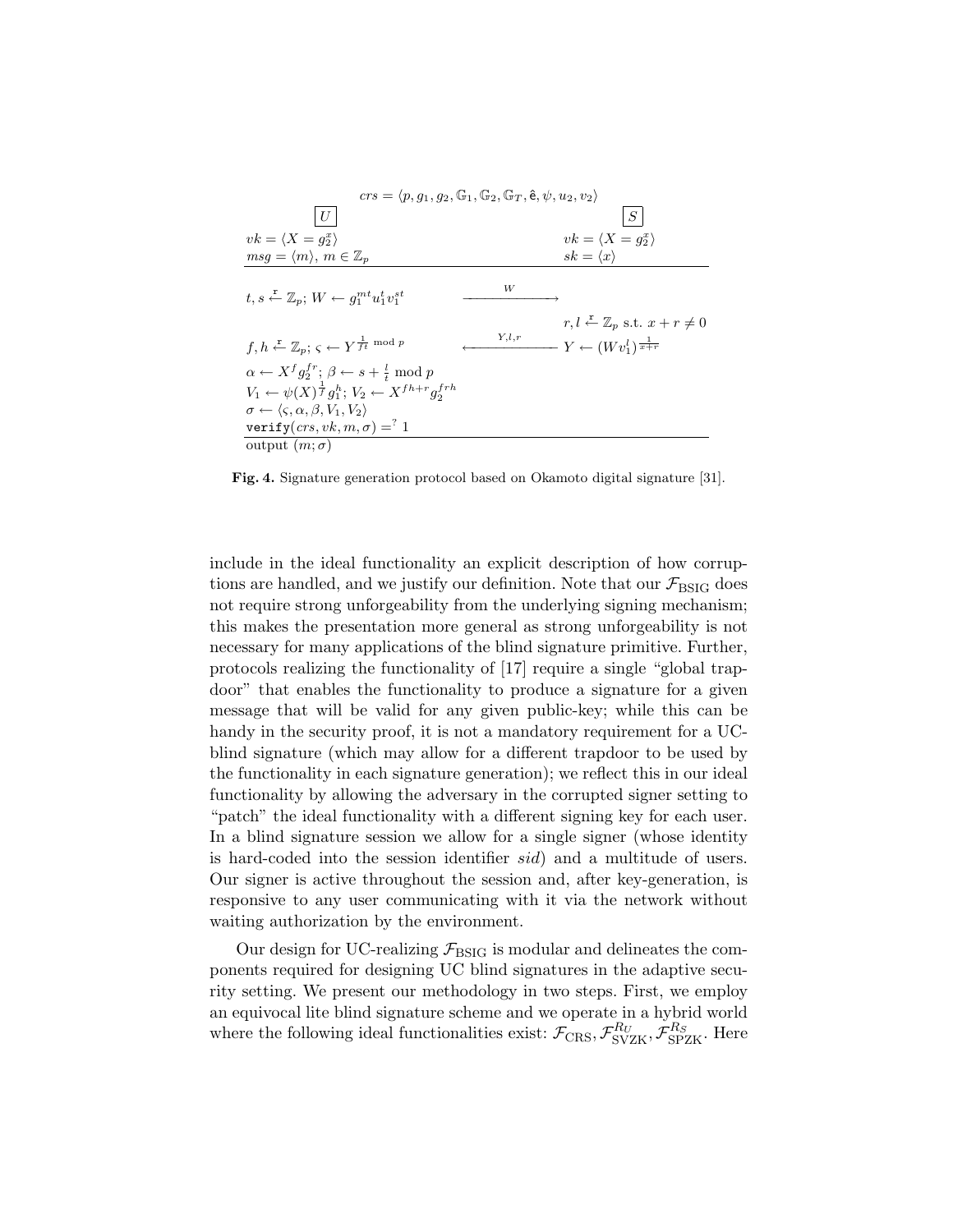$crs = \langle p, g_1, g_2, \mathbb{G}_1, \mathbb{G}_2, \mathbb{G}_T, \hat{\mathsf{e}}, \psi, u_2, v_2 \rangle$

| $U$ | | $S$ |
|---|---|---|
| $vk = \langle X = g_2^x \rangle$ | | $vk = \langle X = g_2^x \rangle$ |
| $msg = \langle m \rangle,\ m \in \mathbb{Z}_p$ | | $sk = \langle x \rangle$ |
| $t, s \xleftarrow{r} \mathbb{Z}_p;\ W \leftarrow g_1^{mt} u_1^t v_1^{st}$ | $\xrightarrow{\quad W \quad}$ | |
| | | $r, l \xleftarrow{r} \mathbb{Z}_p$ s.t. $x + r \neq 0$ |
| $f, h \xleftarrow{r} \mathbb{Z}_p;\ \varsigma \leftarrow Y^{\frac{1}{ft} \bmod p}$ | $\xleftarrow{\quad Y,l,r \quad}$ | $Y \leftarrow (W v_1^l)^{\frac{1}{x+r}}$ |
| $\alpha \leftarrow X^f g_2^{fr};\ \beta \leftarrow s + \frac{l}{t} \bmod p$ | | |
| $V_1 \leftarrow \psi(X)^{\frac{1}{f}} g_1^h;\ V_2 \leftarrow X^{fh+r} g_2^{frh}$ | | |
| $\sigma \leftarrow \langle \varsigma, \alpha, \beta, V_1, V_2 \rangle$ | | |
| $\mathtt{verify}(crs, vk, m, \sigma) =^? 1$ | | |
| output $(m; \sigma)$ | | |

**Fig. 4.** Signature generation protocol based on Okamoto digital signature [31].

include in the ideal functionality an explicit description of how corruptions are handled, and we justify our definition. Note that our $\mathcal{F}_{\mathrm{BSIG}}$ does not require strong unforgeability from the underlying signing mechanism; this makes the presentation more general as strong unforgeability is not necessary for many applications of the blind signature primitive. Further, protocols realizing the functionality of [17] require a single "global trapdoor" that enables the functionality to produce a signature for a given message that will be valid for any given public-key; while this can be handy in the security proof, it is not a mandatory requirement for a UC-blind signature (which may allow for a different trapdoor to be used by the functionality in each signature generation); we reflect this in our ideal functionality by allowing the adversary in the corrupted signer setting to "patch" the ideal functionality with a different signing key for each user. In a blind signature session we allow for a single signer (whose identity is hard-coded into the session identifier *sid*) and a multitude of users. Our signer is active throughout the session and, after key-generation, is responsive to any user communicating with it via the network without waiting authorization by the environment.

Our design for UC-realizing $\mathcal{F}_{\mathrm{BSIG}}$ is modular and delineates the components required for designing UC blind signatures in the adaptive security setting. We present our methodology in two steps. First, we employ an equivocal lite blind signature scheme and we operate in a hybrid world where the following ideal functionalities exist: $\mathcal{F}_{\mathrm{CRS}}, \mathcal{F}_{\mathrm{SVZK}}^{R_U}, \mathcal{F}_{\mathrm{SPZK}}^{R_S}$. Here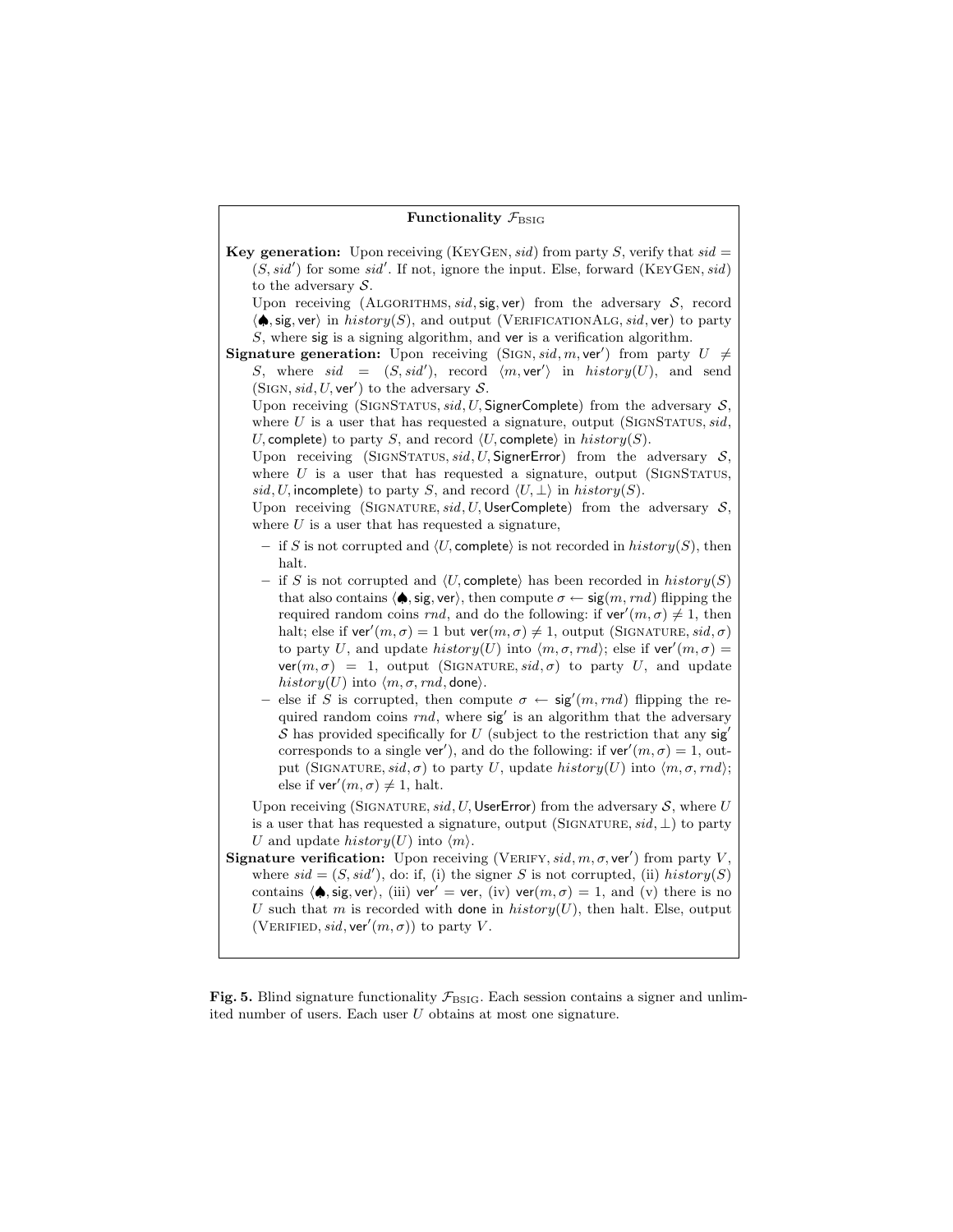**Functionality $\mathcal{F}_{\text{BSIG}}$**

**Key generation:** Upon receiving (KeyGen, $sid$) from party $S$, verify that $sid = (S, sid')$ for some $sid'$. If not, ignore the input. Else, forward (KeyGen, $sid$) to the adversary $\mathcal{S}$.

Upon receiving (Algorithms, $sid$, $\mathsf{sig}$, $\mathsf{ver}$) from the adversary $\mathcal{S}$, record $\langle \spadesuit, \mathsf{sig}, \mathsf{ver} \rangle$ in $history(S)$, and output (VerificationAlg, $sid$, $\mathsf{ver}$) to party $S$, where $\mathsf{sig}$ is a signing algorithm, and $\mathsf{ver}$ is a verification algorithm.

**Signature generation:** Upon receiving (Sign, $sid$, $m$, $\mathsf{ver}'$) from party $U \neq S$, where $sid = (S, sid')$, record $\langle m, \mathsf{ver}' \rangle$ in $history(U)$, and send (Sign, $sid$, $U$, $\mathsf{ver}'$) to the adversary $\mathcal{S}$.

Upon receiving (SignStatus, $sid$, $U$, $\mathsf{SignerComplete}$) from the adversary $\mathcal{S}$, where $U$ is a user that has requested a signature, output (SignStatus, $sid$, $U$, $\mathsf{complete}$) to party $S$, and record $\langle U, \mathsf{complete} \rangle$ in $history(S)$.

Upon receiving (SignStatus, $sid$, $U$, $\mathsf{SignerError}$) from the adversary $\mathcal{S}$, where $U$ is a user that has requested a signature, output (SignStatus, $sid$, $U$, $\mathsf{incomplete}$) to party $S$, and record $\langle U, \perp \rangle$ in $history(S)$.

Upon receiving (Signature, $sid$, $U$, $\mathsf{UserComplete}$) from the adversary $\mathcal{S}$, where $U$ is a user that has requested a signature,

- if $S$ is not corrupted and $\langle U, \mathsf{complete} \rangle$ is not recorded in $history(S)$, then halt.
- if $S$ is not corrupted and $\langle U, \mathsf{complete} \rangle$ has been recorded in $history(S)$ that also contains $\langle \spadesuit, \mathsf{sig}, \mathsf{ver} \rangle$, then compute $\sigma \leftarrow \mathsf{sig}(m, rnd)$ flipping the required random coins $rnd$, and do the following: if $\mathsf{ver}'(m, \sigma) \neq 1$, then halt; else if $\mathsf{ver}'(m, \sigma) = 1$ but $\mathsf{ver}(m, \sigma) \neq 1$, output (Signature, $sid$, $\sigma$) to party $U$, and update $history(U)$ into $\langle m, \sigma, rnd \rangle$; else if $\mathsf{ver}'(m, \sigma) = \mathsf{ver}(m, \sigma) = 1$, output (Signature, $sid$, $\sigma$) to party $U$, and update $history(U)$ into $\langle m, \sigma, rnd, \mathsf{done} \rangle$.
- else if $S$ is corrupted, then compute $\sigma \leftarrow \mathsf{sig}'(m, rnd)$ flipping the required random coins $rnd$, where $\mathsf{sig}'$ is an algorithm that the adversary $\mathcal{S}$ has provided specifically for $U$ (subject to the restriction that any $\mathsf{sig}'$ corresponds to a single $\mathsf{ver}'$), and do the following: if $\mathsf{ver}'(m, \sigma) = 1$, output (Signature, $sid$, $\sigma$) to party $U$, update $history(U)$ into $\langle m, \sigma, rnd \rangle$; else if $\mathsf{ver}'(m, \sigma) \neq 1$, halt.

Upon receiving (Signature, $sid$, $U$, $\mathsf{UserError}$) from the adversary $\mathcal{S}$, where $U$ is a user that has requested a signature, output (Signature, $sid$, $\perp$) to party $U$ and update $history(U)$ into $\langle m \rangle$.

**Signature verification:** Upon receiving (Verify, $sid$, $m$, $\sigma$, $\mathsf{ver}'$) from party $V$, where $sid = (S, sid')$, do: if, (i) the signer $S$ is not corrupted, (ii) $history(S)$ contains $\langle \spadesuit, \mathsf{sig}, \mathsf{ver} \rangle$, (iii) $\mathsf{ver}' = \mathsf{ver}$, (iv) $\mathsf{ver}(m, \sigma) = 1$, and (v) there is no $U$ such that $m$ is recorded with $\mathsf{done}$ in $history(U)$, then halt. Else, output (Verified, $sid$, $\mathsf{ver}'(m, \sigma)$) to party $V$.

**Fig. 5.** Blind signature functionality $\mathcal{F}_{\text{BSIG}}$. Each session contains a signer and unlimited number of users. Each user $U$ obtains at most one signature.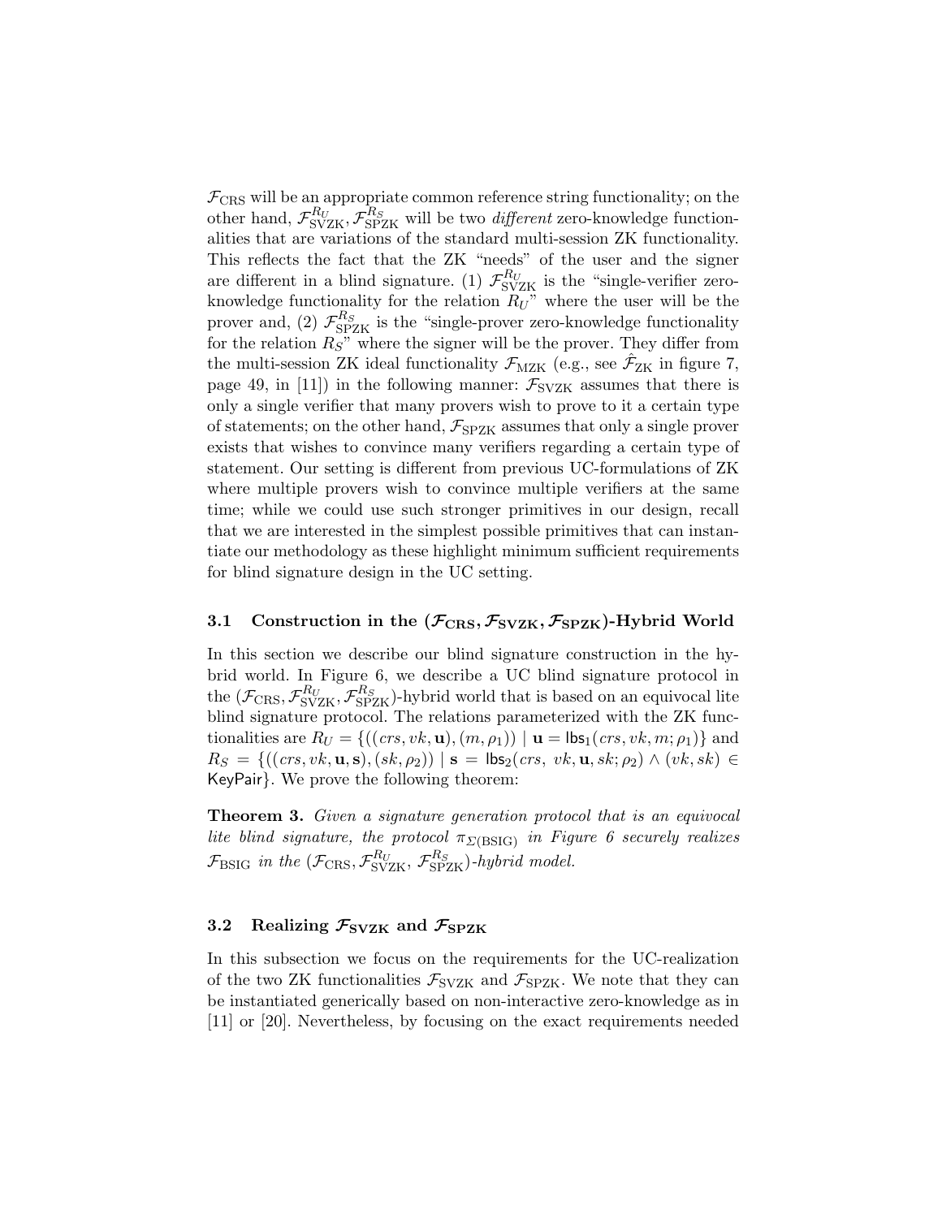$\mathcal{F}_{\text{CRS}}$ will be an appropriate common reference string functionality; on the other hand, $\mathcal{F}^{R_U}_{\text{SVZK}}, \mathcal{F}^{R_S}_{\text{SPZK}}$ will be two *different* zero-knowledge functionalities that are variations of the standard multi-session ZK functionality. This reflects the fact that the ZK "needs" of the user and the signer are different in a blind signature. (1) $\mathcal{F}^{R_U}_{\text{SVZK}}$ is the "single-verifier zero-knowledge functionality for the relation $R_U$" where the user will be the prover and, (2) $\mathcal{F}^{R_S}_{\text{SPZK}}$ is the "single-prover zero-knowledge functionality for the relation $R_S$" where the signer will be the prover. They differ from the multi-session ZK ideal functionality $\mathcal{F}_{\text{MZK}}$ (e.g., see $\hat{\mathcal{F}}_{\text{ZK}}$ in figure 7, page 49, in [11]) in the following manner: $\mathcal{F}_{\text{SVZK}}$ assumes that there is only a single verifier that many provers wish to prove to it a certain type of statements; on the other hand, $\mathcal{F}_{\text{SPZK}}$ assumes that only a single prover exists that wishes to convince many verifiers regarding a certain type of statement. Our setting is different from previous UC-formulations of ZK where multiple provers wish to convince multiple verifiers at the same time; while we could use such stronger primitives in our design, recall that we are interested in the simplest possible primitives that can instantiate our methodology as these highlight minimum sufficient requirements for blind signature design in the UC setting.

### 3.1 Construction in the $(\mathcal{F}_{\text{CRS}}, \mathcal{F}_{\text{SVZK}}, \mathcal{F}_{\text{SPZK}})$-Hybrid World

In this section we describe our blind signature construction in the hybrid world. In Figure 6, we describe a UC blind signature protocol in the $(\mathcal{F}_{\text{CRS}}, \mathcal{F}^{R_U}_{\text{SVZK}}, \mathcal{F}^{R_S}_{\text{SPZK}})$-hybrid world that is based on an equivocal lite blind signature protocol. The relations parameterized with the ZK functionalities are $R_U = \{((crs, vk, \mathbf{u}), (m, \rho_1)) \mid \mathbf{u} = \mathsf{lbs}_1(crs, vk, m; \rho_1)\}$ and $R_S = \{((crs, vk, \mathbf{u}, \mathbf{s}), (sk, \rho_2)) \mid \mathbf{s} = \mathsf{lbs}_2(crs,\ vk, \mathbf{u}, sk; \rho_2) \wedge (vk, sk) \in \mathsf{KeyPair}\}$. We prove the following theorem:

**Theorem 3.** *Given a signature generation protocol that is an equivocal lite blind signature, the protocol $\pi_{\Sigma(\text{BSIG})}$ in Figure 6 securely realizes $\mathcal{F}_{\text{BSIG}}$ in the $(\mathcal{F}_{\text{CRS}}, \mathcal{F}^{R_U}_{\text{SVZK}}, \mathcal{F}^{R_S}_{\text{SPZK}})$-hybrid model.*

### 3.2 Realizing $\mathcal{F}_{\text{SVZK}}$ and $\mathcal{F}_{\text{SPZK}}$

In this subsection we focus on the requirements for the UC-realization of the two ZK functionalities $\mathcal{F}_{\text{SVZK}}$ and $\mathcal{F}_{\text{SPZK}}$. We note that they can be instantiated generically based on non-interactive zero-knowledge as in [11] or [20]. Nevertheless, by focusing on the exact requirements needed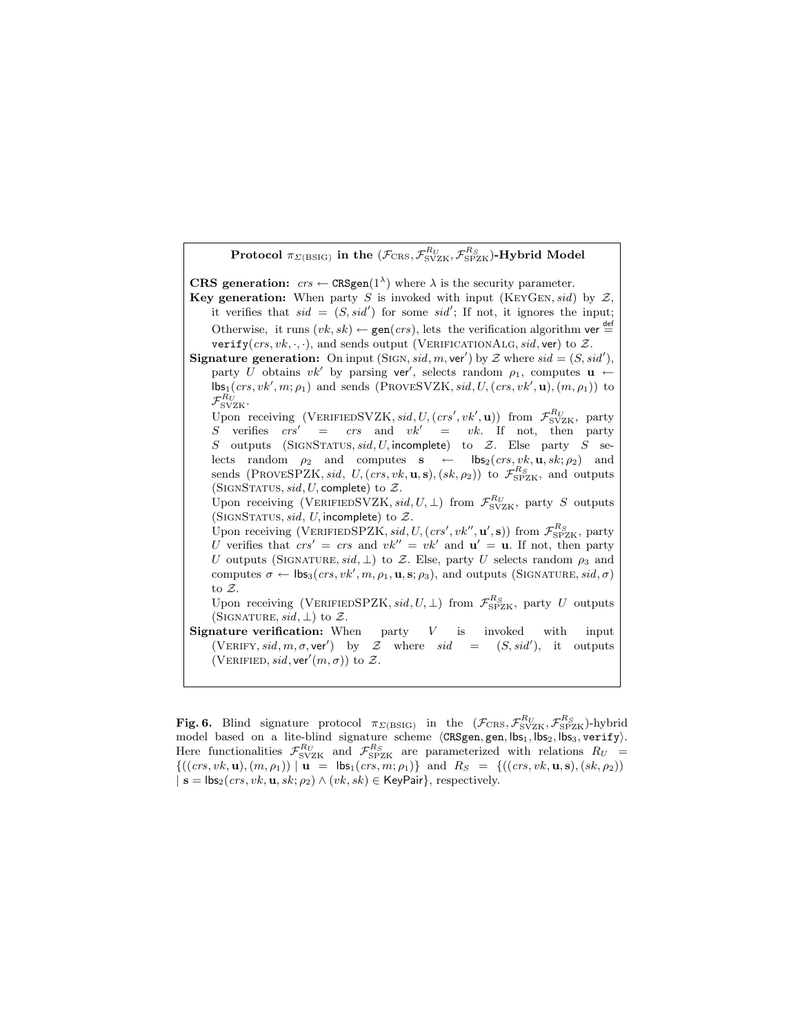**Protocol $\pi_{\Sigma(\text{BSIG})}$ in the $(\mathcal{F}_{\text{CRS}}, \mathcal{F}_{\text{SVZK}}^{R_U}, \mathcal{F}_{\text{SPZK}}^{R_S})$-Hybrid Model**

**CRS generation:** $crs \leftarrow \mathtt{CRSgen}(1^\lambda)$ where $\lambda$ is the security parameter.

**Key generation:** When party $S$ is invoked with input $(\text{KeyGen}, sid)$ by $\mathcal{Z}$, it verifies that $sid = (S, sid')$ for some $sid'$; If not, it ignores the input; Otherwise, it runs $(vk, sk) \leftarrow \mathtt{gen}(crs)$, lets the verification algorithm $\mathsf{ver} \stackrel{\text{def}}{=} \mathtt{verify}(crs, vk, \cdot, \cdot)$, and sends output $(\text{VerificationAlg}, sid, \mathsf{ver})$ to $\mathcal{Z}$.

**Signature generation:** On input $(\text{Sign}, sid, m, \mathsf{ver}')$ by $\mathcal{Z}$ where $sid = (S, sid')$, party $U$ obtains $vk'$ by parsing $\mathsf{ver}'$, selects random $\rho_1$, computes $\mathbf{u} \leftarrow \mathsf{lbs}_1(crs, vk', m; \rho_1)$ and sends $(\text{ProveSVZK}, sid, U, (crs, vk', \mathbf{u}), (m, \rho_1))$ to $\mathcal{F}_{\text{SVZK}}^{R_U}$.

Upon receiving $(\text{VerifiedSVZK}, sid, U, (crs', vk', \mathbf{u}))$ from $\mathcal{F}_{\text{SVZK}}^{R_U}$, party $S$ verifies $crs' = crs$ and $vk' = vk$. If not, then party $S$ outputs $(\text{SignStatus}, sid, U, \mathsf{incomplete})$ to $\mathcal{Z}$. Else party $S$ selects random $\rho_2$ and computes $\mathbf{s} \leftarrow \mathsf{lbs}_2(crs, vk, \mathbf{u}, sk; \rho_2)$ and sends $(\text{ProveSPZK}, sid, U, (crs, vk, \mathbf{u}, \mathbf{s}), (sk, \rho_2))$ to $\mathcal{F}_{\text{SPZK}}^{R_S}$, and outputs $(\text{SignStatus}, sid, U, \mathsf{complete})$ to $\mathcal{Z}$.

Upon receiving $(\text{VerifiedSVZK}, sid, U, \perp)$ from $\mathcal{F}_{\text{SVZK}}^{R_U}$, party $S$ outputs $(\text{SignStatus}, sid, U, \mathsf{incomplete})$ to $\mathcal{Z}$.

Upon receiving $(\text{VerifiedSPZK}, sid, U, (crs', vk'', \mathbf{u}', \mathbf{s}))$ from $\mathcal{F}_{\text{SPZK}}^{R_S}$, party $U$ verifies that $crs' = crs$ and $vk'' = vk'$ and $\mathbf{u}' = \mathbf{u}$. If not, then party $U$ outputs $(\text{Signature}, sid, \perp)$ to $\mathcal{Z}$. Else, party $U$ selects random $\rho_3$ and computes $\sigma \leftarrow \mathsf{lbs}_3(crs, vk', m, \rho_1, \mathbf{u}, \mathbf{s}; \rho_3)$, and outputs $(\text{Signature}, sid, \sigma)$ to $\mathcal{Z}$.

Upon receiving $(\text{VerifiedSPZK}, sid, U, \perp)$ from $\mathcal{F}_{\text{SPZK}}^{R_S}$, party $U$ outputs $(\text{Signature}, sid, \perp)$ to $\mathcal{Z}$.

**Signature verification:** When party $V$ is invoked with input $(\text{Verify}, sid, m, \sigma, \mathsf{ver}')$ by $\mathcal{Z}$ where $sid = (S, sid')$, it outputs $(\text{Verified}, sid, \mathsf{ver}'(m, \sigma))$ to $\mathcal{Z}$.

**Fig. 6.** Blind signature protocol $\pi_{\Sigma(\text{BSIG})}$ in the $(\mathcal{F}_{\text{CRS}}, \mathcal{F}_{\text{SVZK}}^{R_U}, \mathcal{F}_{\text{SPZK}}^{R_S})$-hybrid model based on a lite-blind signature scheme $\langle \mathtt{CRSgen}, \mathtt{gen}, \mathsf{lbs}_1, \mathsf{lbs}_2, \mathsf{lbs}_3, \mathtt{verify} \rangle$. Here functionalities $\mathcal{F}_{\text{SVZK}}^{R_U}$ and $\mathcal{F}_{\text{SPZK}}^{R_S}$ are parameterized with relations $R_U = \{((crs, vk, \mathbf{u}), (m, \rho_1)) \mid \mathbf{u} = \mathsf{lbs}_1(crs, m; \rho_1)\}$ and $R_S = \{((crs, vk, \mathbf{u}, \mathbf{s}), (sk, \rho_2)) \mid \mathbf{s} = \mathsf{lbs}_2(crs, vk, \mathbf{u}, sk; \rho_2) \wedge (vk, sk) \in \mathsf{KeyPair}\}$, respectively.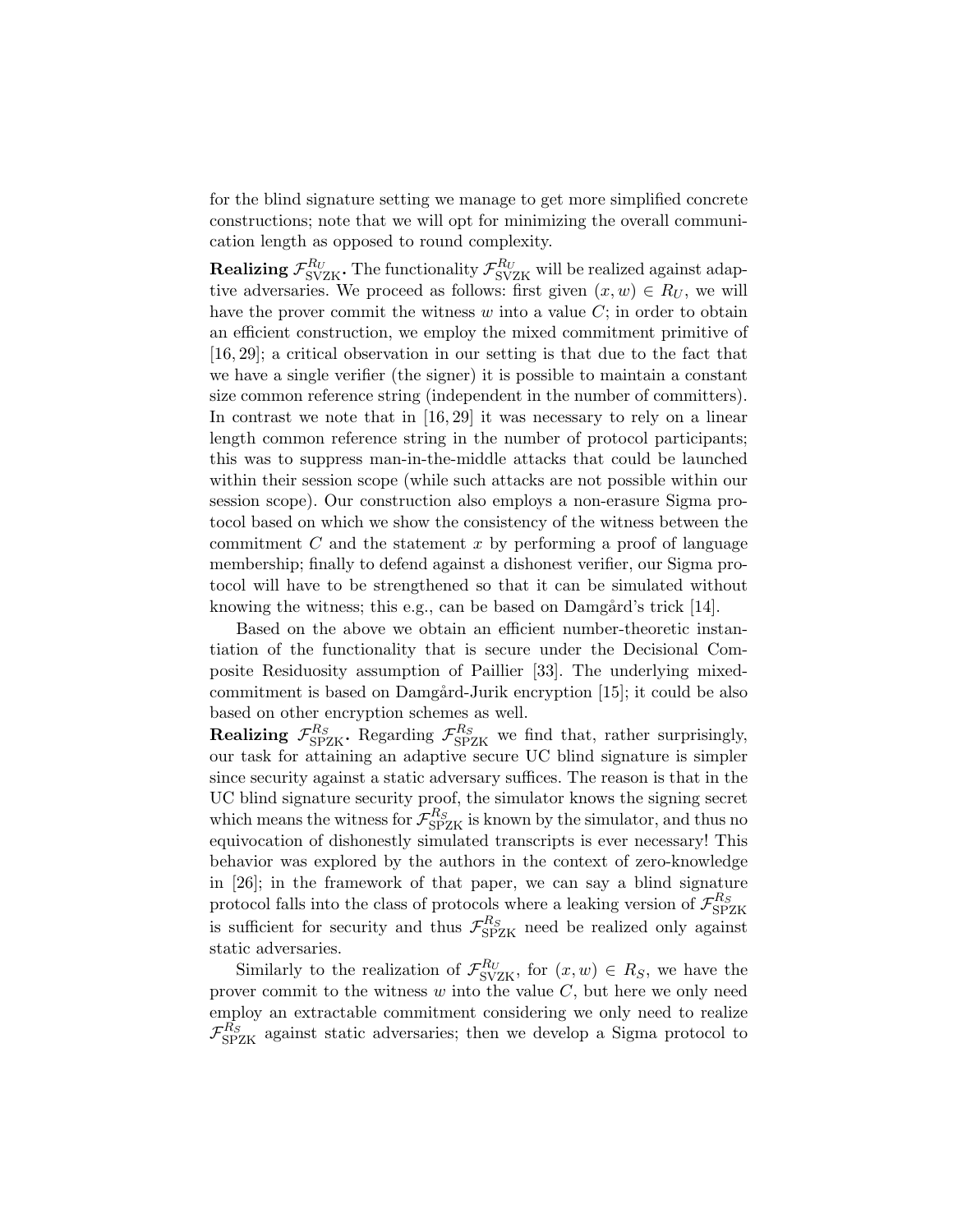for the blind signature setting we manage to get more simplified concrete constructions; note that we will opt for minimizing the overall communication length as opposed to round complexity.

**Realizing $\mathcal{F}_{\mathrm{SVZK}}^{R_U}$.** The functionality $\mathcal{F}_{\mathrm{SVZK}}^{R_U}$ will be realized against adaptive adversaries. We proceed as follows: first given $(x, w) \in R_U$, we will have the prover commit the witness $w$ into a value $C$; in order to obtain an efficient construction, we employ the mixed commitment primitive of [16, 29]; a critical observation in our setting is that due to the fact that we have a single verifier (the signer) it is possible to maintain a constant size common reference string (independent in the number of committers). In contrast we note that in [16, 29] it was necessary to rely on a linear length common reference string in the number of protocol participants; this was to suppress man-in-the-middle attacks that could be launched within their session scope (while such attacks are not possible within our session scope). Our construction also employs a non-erasure Sigma protocol based on which we show the consistency of the witness between the commitment $C$ and the statement $x$ by performing a proof of language membership; finally to defend against a dishonest verifier, our Sigma protocol will have to be strengthened so that it can be simulated without knowing the witness; this e.g., can be based on Damgård's trick [14].

Based on the above we obtain an efficient number-theoretic instantiation of the functionality that is secure under the Decisional Composite Residuosity assumption of Paillier [33]. The underlying mixed-commitment is based on Damgård-Jurik encryption [15]; it could be also based on other encryption schemes as well.

**Realizing $\mathcal{F}_{\mathrm{SPZK}}^{R_S}$.** Regarding $\mathcal{F}_{\mathrm{SPZK}}^{R_S}$ we find that, rather surprisingly, our task for attaining an adaptive secure UC blind signature is simpler since security against a static adversary suffices. The reason is that in the UC blind signature security proof, the simulator knows the signing secret which means the witness for $\mathcal{F}_{\mathrm{SPZK}}^{R_S}$ is known by the simulator, and thus no equivocation of dishonestly simulated transcripts is ever necessary! This behavior was explored by the authors in the context of zero-knowledge in [26]; in the framework of that paper, we can say a blind signature protocol falls into the class of protocols where a leaking version of $\mathcal{F}_{\mathrm{SPZK}}^{R_S}$ is sufficient for security and thus $\mathcal{F}_{\mathrm{SPZK}}^{R_S}$ need be realized only against static adversaries.

Similarly to the realization of $\mathcal{F}_{\mathrm{SVZK}}^{R_U}$, for $(x, w) \in R_S$, we have the prover commit to the witness $w$ into the value $C$, but here we only need employ an extractable commitment considering we only need to realize $\mathcal{F}_{\mathrm{SPZK}}^{R_S}$ against static adversaries; then we develop a Sigma protocol to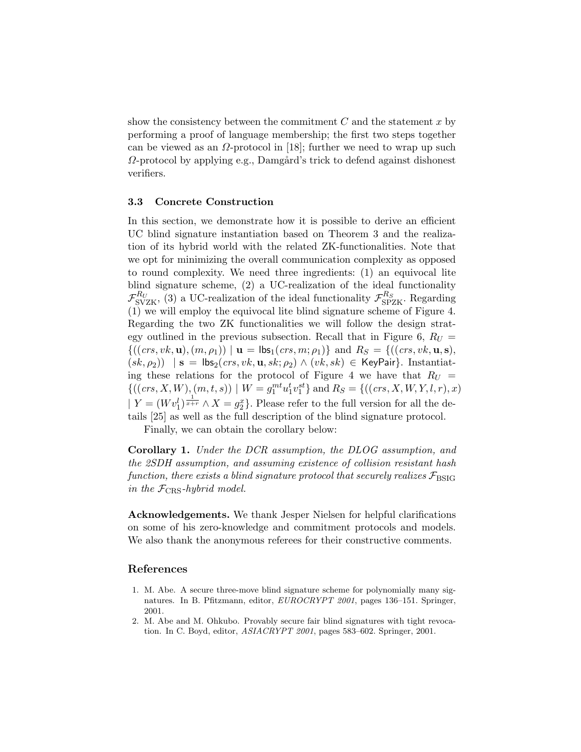show the consistency between the commitment $C$ and the statement $x$ by performing a proof of language membership; the first two steps together can be viewed as an $\Omega$-protocol in [18]; further we need to wrap up such $\Omega$-protocol by applying e.g., Damgård's trick to defend against dishonest verifiers.

### 3.3 Concrete Construction

In this section, we demonstrate how it is possible to derive an efficient UC blind signature instantiation based on Theorem 3 and the realization of its hybrid world with the related ZK-functionalities. Note that we opt for minimizing the overall communication complexity as opposed to round complexity. We need three ingredients: (1) an equivocal lite blind signature scheme, (2) a UC-realization of the ideal functionality $\mathcal{F}_{\mathrm{SVZK}}^{R_U}$, (3) a UC-realization of the ideal functionality $\mathcal{F}_{\mathrm{SPZK}}^{R_S}$. Regarding (1) we will employ the equivocal lite blind signature scheme of Figure 4. Regarding the two ZK functionalities we will follow the design strategy outlined in the previous subsection. Recall that in Figure 6, $R_U = \{((crs, vk, \mathbf{u}), (m, \rho_1)) \mid \mathbf{u} = \mathsf{lbs}_1(crs, m; \rho_1)\}$ and $R_S = \{((crs, vk, \mathbf{u}, \mathbf{s}), (sk, \rho_2)) \mid \mathbf{s} = \mathsf{lbs}_2(crs, vk, \mathbf{u}, sk; \rho_2) \wedge (vk, sk) \in \mathsf{KeyPair}\}$. Instantiating these relations for the protocol of Figure 4 we have that $R_U = \{((crs, X, W), (m, t, s)) \mid W = g_1^{mt} u_1^t v_1^{st}\}$ and $R_S = \{((crs, X, W, Y, l, r), x) \mid Y = (W v_1^l)^{\frac{1}{x+r}} \wedge X = g_2^x\}$. Please refer to the full version for all the details [25] as well as the full description of the blind signature protocol.

Finally, we can obtain the corollary below:

**Corollary 1.** *Under the DCR assumption, the DLOG assumption, and the 2SDH assumption, and assuming existence of collision resistant hash function, there exists a blind signature protocol that securely realizes $\mathcal{F}_{\mathrm{BSIG}}$ in the $\mathcal{F}_{\mathrm{CRS}}$-hybrid model.*

**Acknowledgements.** We thank Jesper Nielsen for helpful clarifications on some of his zero-knowledge and commitment protocols and models. We also thank the anonymous referees for their constructive comments.

## References

1. M. Abe. A secure three-move blind signature scheme for polynomially many signatures. In B. Pfitzmann, editor, *EUROCRYPT 2001*, pages 136–151. Springer, 2001.
2. M. Abe and M. Ohkubo. Provably secure fair blind signatures with tight revocation. In C. Boyd, editor, *ASIACRYPT 2001*, pages 583–602. Springer, 2001.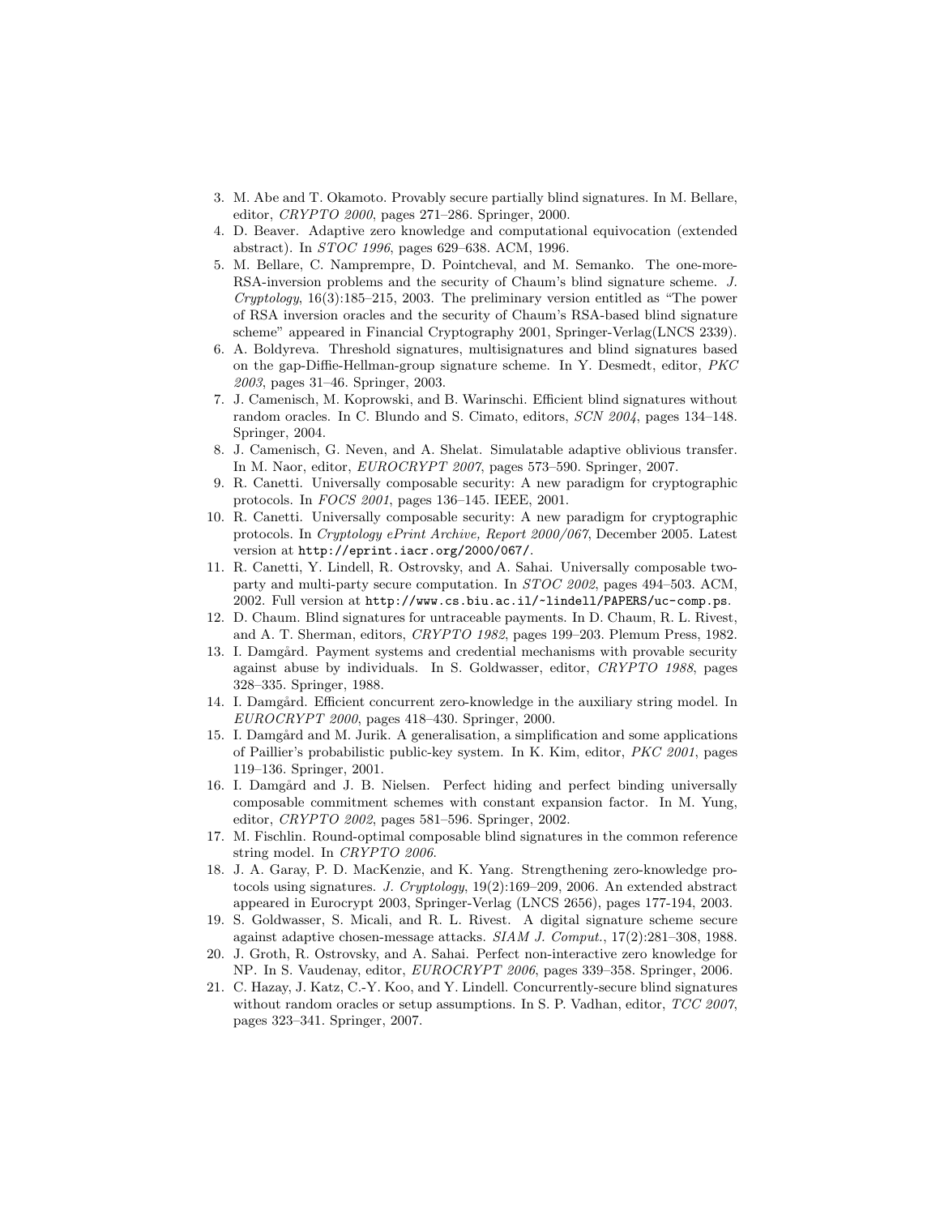3. M. Abe and T. Okamoto. Provably secure partially blind signatures. In M. Bellare, editor, *CRYPTO 2000*, pages 271–286. Springer, 2000.
4. D. Beaver. Adaptive zero knowledge and computational equivocation (extended abstract). In *STOC 1996*, pages 629–638. ACM, 1996.
5. M. Bellare, C. Namprempre, D. Pointcheval, and M. Semanko. The one-more-RSA-inversion problems and the security of Chaum's blind signature scheme. *J. Cryptology*, 16(3):185–215, 2003. The preliminary version entitled as "The power of RSA inversion oracles and the security of Chaum's RSA-based blind signature scheme" appeared in Financial Cryptography 2001, Springer-Verlag(LNCS 2339).
6. A. Boldyreva. Threshold signatures, multisignatures and blind signatures based on the gap-Diffie-Hellman-group signature scheme. In Y. Desmedt, editor, *PKC 2003*, pages 31–46. Springer, 2003.
7. J. Camenisch, M. Koprowski, and B. Warinschi. Efficient blind signatures without random oracles. In C. Blundo and S. Cimato, editors, *SCN 2004*, pages 134–148. Springer, 2004.
8. J. Camenisch, G. Neven, and A. Shelat. Simulatable adaptive oblivious transfer. In M. Naor, editor, *EUROCRYPT 2007*, pages 573–590. Springer, 2007.
9. R. Canetti. Universally composable security: A new paradigm for cryptographic protocols. In *FOCS 2001*, pages 136–145. IEEE, 2001.
10. R. Canetti. Universally composable security: A new paradigm for cryptographic protocols. In *Cryptology ePrint Archive, Report 2000/067*, December 2005. Latest version at `http://eprint.iacr.org/2000/067/`.
11. R. Canetti, Y. Lindell, R. Ostrovsky, and A. Sahai. Universally composable two-party and multi-party secure computation. In *STOC 2002*, pages 494–503. ACM, 2002. Full version at `http://www.cs.biu.ac.il/~lindell/PAPERS/uc-comp.ps`.
12. D. Chaum. Blind signatures for untraceable payments. In D. Chaum, R. L. Rivest, and A. T. Sherman, editors, *CRYPTO 1982*, pages 199–203. Plemum Press, 1982.
13. I. Damgård. Payment systems and credential mechanisms with provable security against abuse by individuals. In S. Goldwasser, editor, *CRYPTO 1988*, pages 328–335. Springer, 1988.
14. I. Damgård. Efficient concurrent zero-knowledge in the auxiliary string model. In *EUROCRYPT 2000*, pages 418–430. Springer, 2000.
15. I. Damgård and M. Jurik. A generalisation, a simplification and some applications of Paillier's probabilistic public-key system. In K. Kim, editor, *PKC 2001*, pages 119–136. Springer, 2001.
16. I. Damgård and J. B. Nielsen. Perfect hiding and perfect binding universally composable commitment schemes with constant expansion factor. In M. Yung, editor, *CRYPTO 2002*, pages 581–596. Springer, 2002.
17. M. Fischlin. Round-optimal composable blind signatures in the common reference string model. In *CRYPTO 2006*.
18. J. A. Garay, P. D. MacKenzie, and K. Yang. Strengthening zero-knowledge protocols using signatures. *J. Cryptology*, 19(2):169–209, 2006. An extended abstract appeared in Eurocrypt 2003, Springer-Verlag (LNCS 2656), pages 177-194, 2003.
19. S. Goldwasser, S. Micali, and R. L. Rivest. A digital signature scheme secure against adaptive chosen-message attacks. *SIAM J. Comput.*, 17(2):281–308, 1988.
20. J. Groth, R. Ostrovsky, and A. Sahai. Perfect non-interactive zero knowledge for NP. In S. Vaudenay, editor, *EUROCRYPT 2006*, pages 339–358. Springer, 2006.
21. C. Hazay, J. Katz, C.-Y. Koo, and Y. Lindell. Concurrently-secure blind signatures without random oracles or setup assumptions. In S. P. Vadhan, editor, *TCC 2007*, pages 323–341. Springer, 2007.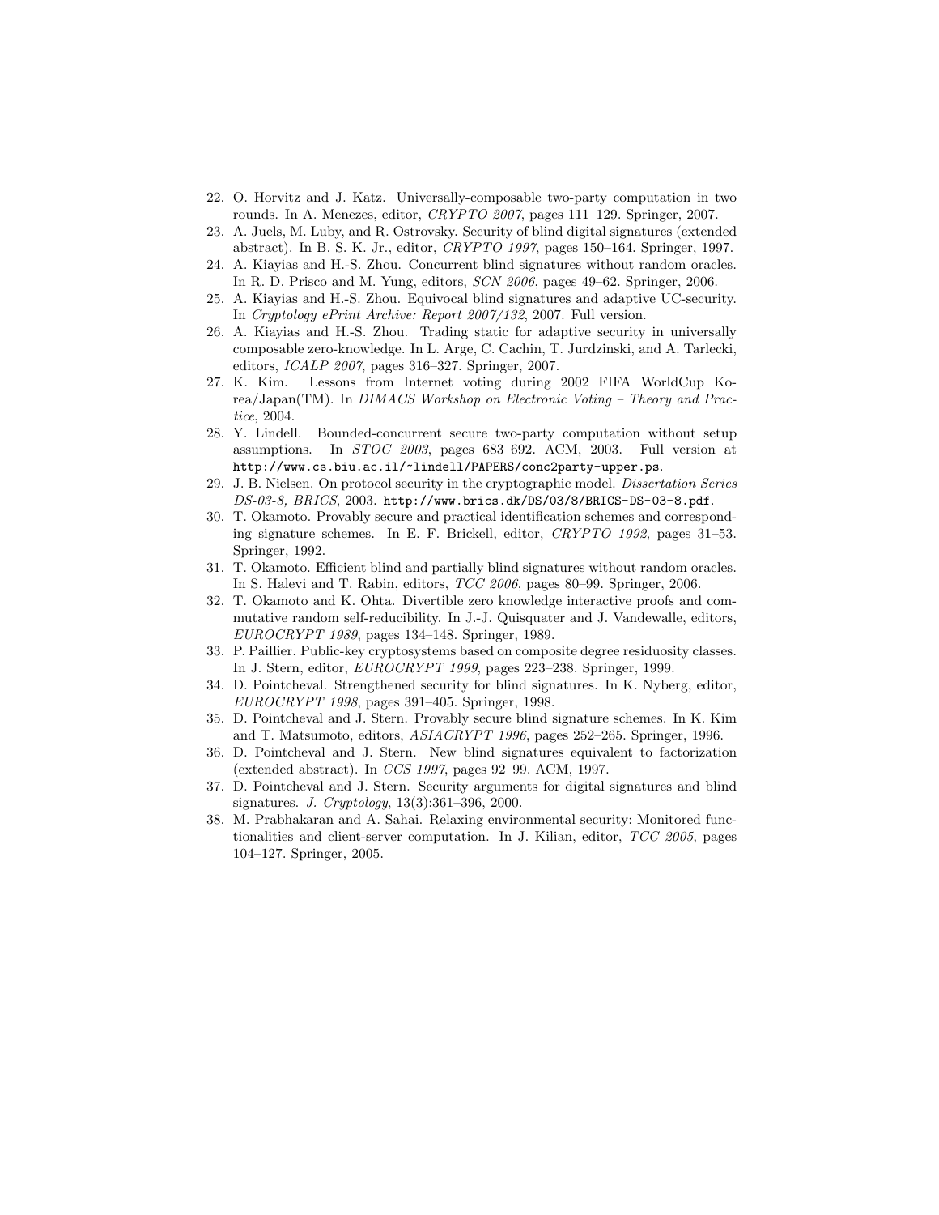22. O. Horvitz and J. Katz. Universally-composable two-party computation in two rounds. In A. Menezes, editor, *CRYPTO 2007*, pages 111–129. Springer, 2007.
23. A. Juels, M. Luby, and R. Ostrovsky. Security of blind digital signatures (extended abstract). In B. S. K. Jr., editor, *CRYPTO 1997*, pages 150–164. Springer, 1997.
24. A. Kiayias and H.-S. Zhou. Concurrent blind signatures without random oracles. In R. D. Prisco and M. Yung, editors, *SCN 2006*, pages 49–62. Springer, 2006.
25. A. Kiayias and H.-S. Zhou. Equivocal blind signatures and adaptive UC-security. In *Cryptology ePrint Archive: Report 2007/132*, 2007. Full version.
26. A. Kiayias and H.-S. Zhou. Trading static for adaptive security in universally composable zero-knowledge. In L. Arge, C. Cachin, T. Jurdzinski, and A. Tarlecki, editors, *ICALP 2007*, pages 316–327. Springer, 2007.
27. K. Kim. Lessons from Internet voting during 2002 FIFA WorldCup Korea/Japan(TM). In *DIMACS Workshop on Electronic Voting – Theory and Practice*, 2004.
28. Y. Lindell. Bounded-concurrent secure two-party computation without setup assumptions. In *STOC 2003*, pages 683–692. ACM, 2003. Full version at `http://www.cs.biu.ac.il/~lindell/PAPERS/conc2party-upper.ps`.
29. J. B. Nielsen. On protocol security in the cryptographic model. *Dissertation Series DS-03-8, BRICS*, 2003. `http://www.brics.dk/DS/03/8/BRICS-DS-03-8.pdf`.
30. T. Okamoto. Provably secure and practical identification schemes and corresponding signature schemes. In E. F. Brickell, editor, *CRYPTO 1992*, pages 31–53. Springer, 1992.
31. T. Okamoto. Efficient blind and partially blind signatures without random oracles. In S. Halevi and T. Rabin, editors, *TCC 2006*, pages 80–99. Springer, 2006.
32. T. Okamoto and K. Ohta. Divertible zero knowledge interactive proofs and commutative random self-reducibility. In J.-J. Quisquater and J. Vandewalle, editors, *EUROCRYPT 1989*, pages 134–148. Springer, 1989.
33. P. Paillier. Public-key cryptosystems based on composite degree residuosity classes. In J. Stern, editor, *EUROCRYPT 1999*, pages 223–238. Springer, 1999.
34. D. Pointcheval. Strengthened security for blind signatures. In K. Nyberg, editor, *EUROCRYPT 1998*, pages 391–405. Springer, 1998.
35. D. Pointcheval and J. Stern. Provably secure blind signature schemes. In K. Kim and T. Matsumoto, editors, *ASIACRYPT 1996*, pages 252–265. Springer, 1996.
36. D. Pointcheval and J. Stern. New blind signatures equivalent to factorization (extended abstract). In *CCS 1997*, pages 92–99. ACM, 1997.
37. D. Pointcheval and J. Stern. Security arguments for digital signatures and blind signatures. *J. Cryptology*, 13(3):361–396, 2000.
38. M. Prabhakaran and A. Sahai. Relaxing environmental security: Monitored functionalities and client-server computation. In J. Kilian, editor, *TCC 2005*, pages 104–127. Springer, 2005.